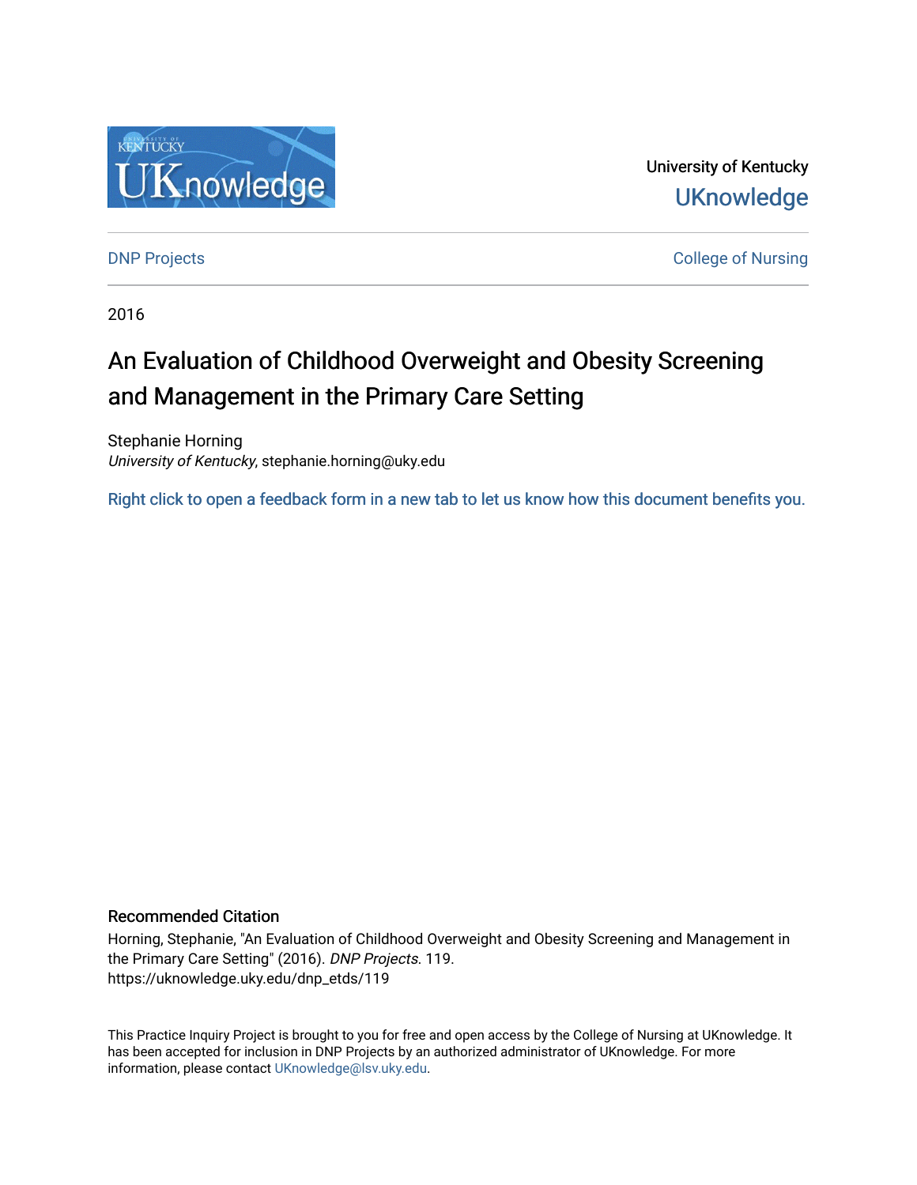University of Kentucky

UKnowledge

DNP Projects

College of Nursing

2016

# An Evaluation of Childhood Overweight and Obesity Screening and Management in the Primary Care Setting

Stephanie Horning
*University of Kentucky*, stephanie.horning@uky.edu

Right click to open a feedback form in a new tab to let us know how this document benefits you.

## Recommended Citation

Horning, Stephanie, "An Evaluation of Childhood Overweight and Obesity Screening and Management in the Primary Care Setting" (2016). *DNP Projects*. 119.
https://uknowledge.uky.edu/dnp_etds/119

This Practice Inquiry Project is brought to you for free and open access by the College of Nursing at UKnowledge. It has been accepted for inclusion in DNP Projects by an authorized administrator of UKnowledge. For more information, please contact UKnowledge@lsv.uky.edu.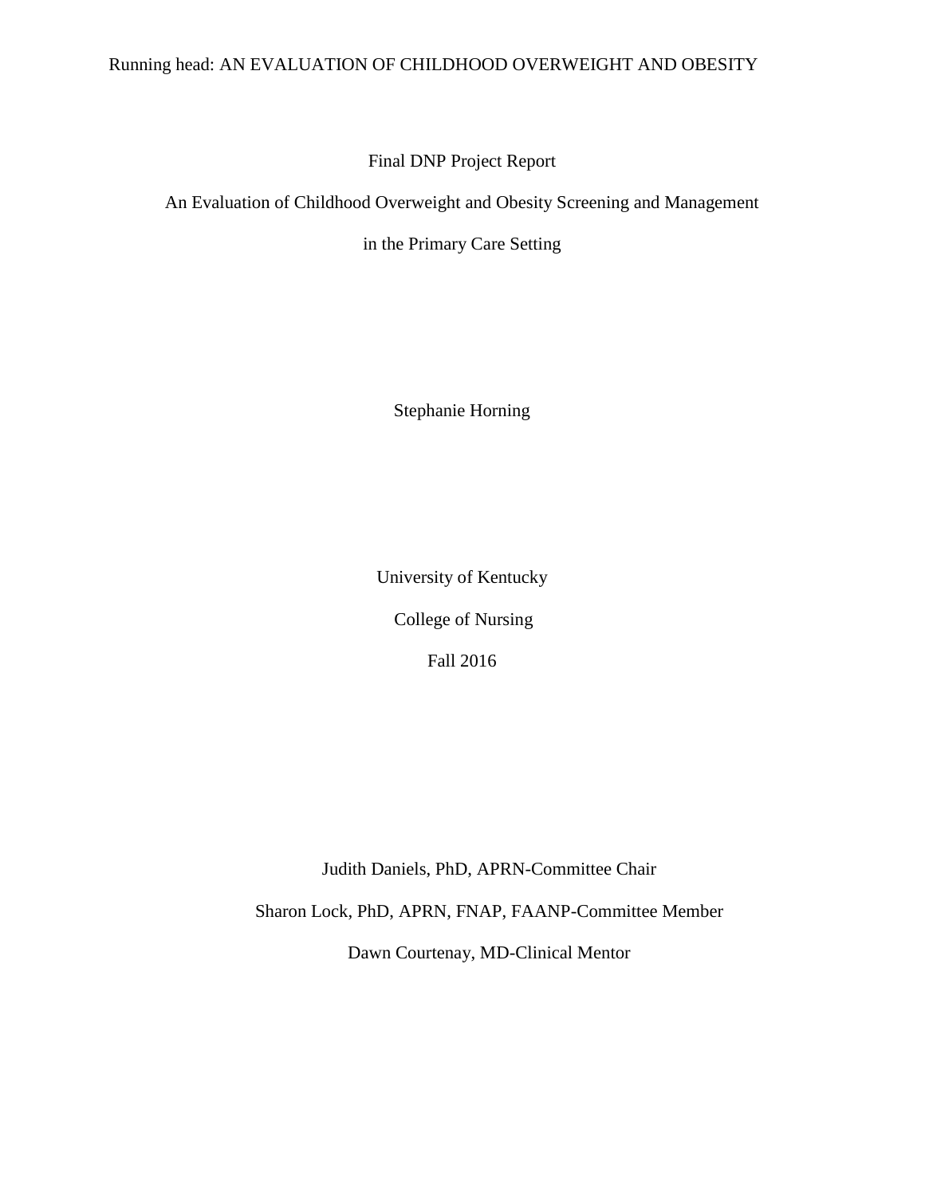Final DNP Project Report

# An Evaluation of Childhood Overweight and Obesity Screening and Management in the Primary Care Setting

Stephanie Horning

University of Kentucky

College of Nursing

Fall 2016

Judith Daniels, PhD, APRN-Committee Chair

Sharon Lock, PhD, APRN, FNAP, FAANP-Committee Member

Dawn Courtenay, MD-Clinical Mentor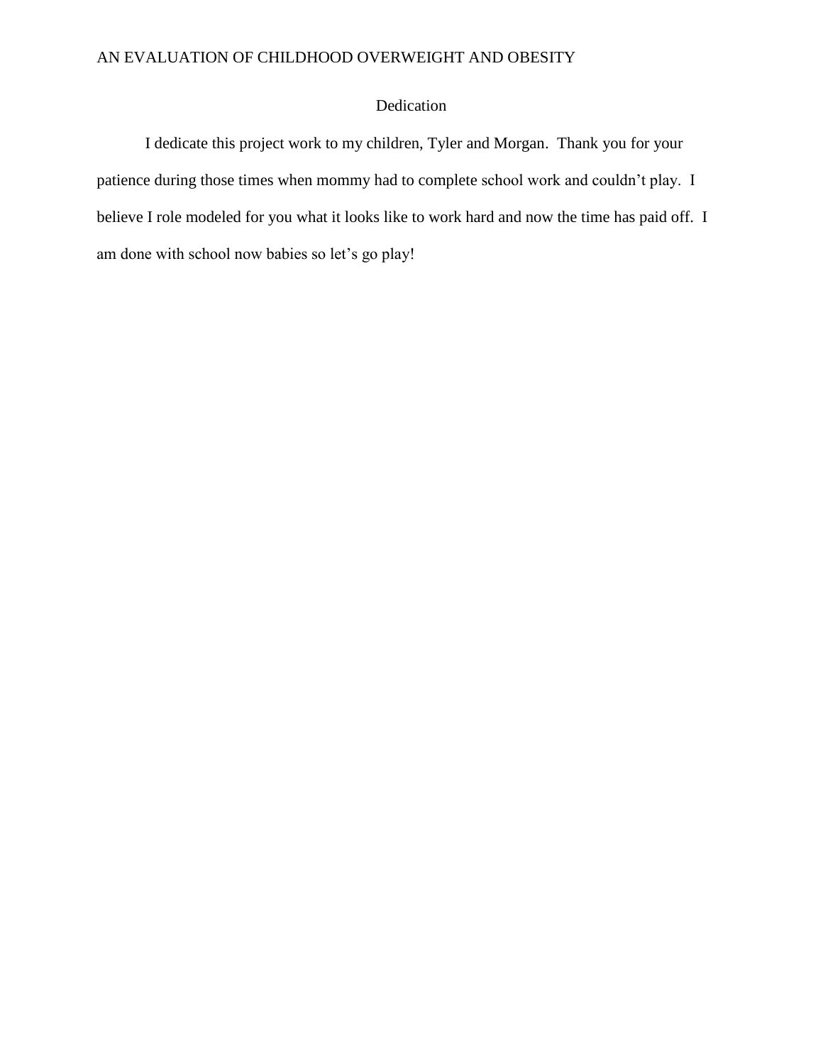# Dedication

I dedicate this project work to my children, Tyler and Morgan. Thank you for your patience during those times when mommy had to complete school work and couldn't play. I believe I role modeled for you what it looks like to work hard and now the time has paid off. I am done with school now babies so let's go play!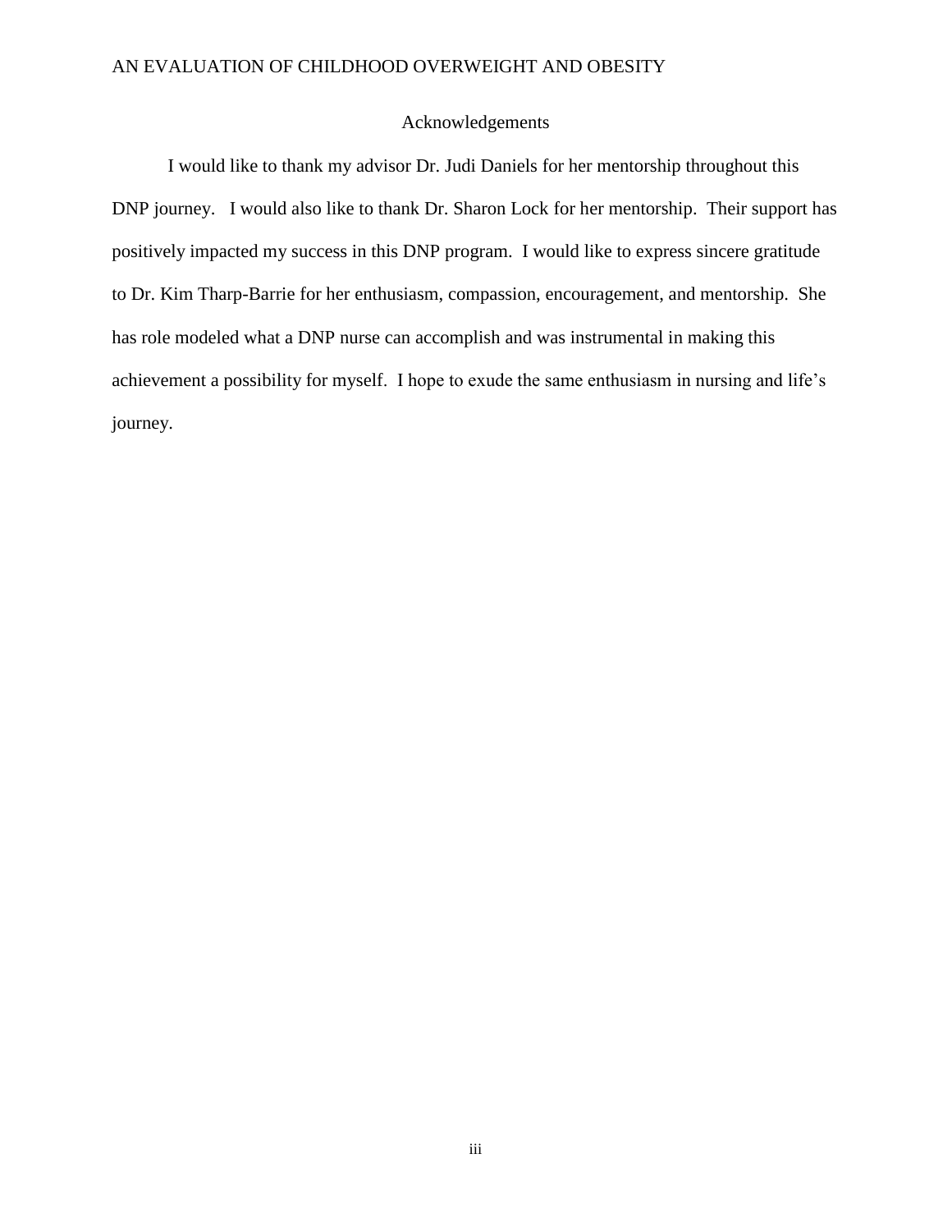## Acknowledgements

I would like to thank my advisor Dr. Judi Daniels for her mentorship throughout this DNP journey. I would also like to thank Dr. Sharon Lock for her mentorship. Their support has positively impacted my success in this DNP program. I would like to express sincere gratitude to Dr. Kim Tharp-Barrie for her enthusiasm, compassion, encouragement, and mentorship. She has role modeled what a DNP nurse can accomplish and was instrumental in making this achievement a possibility for myself. I hope to exude the same enthusiasm in nursing and life's journey.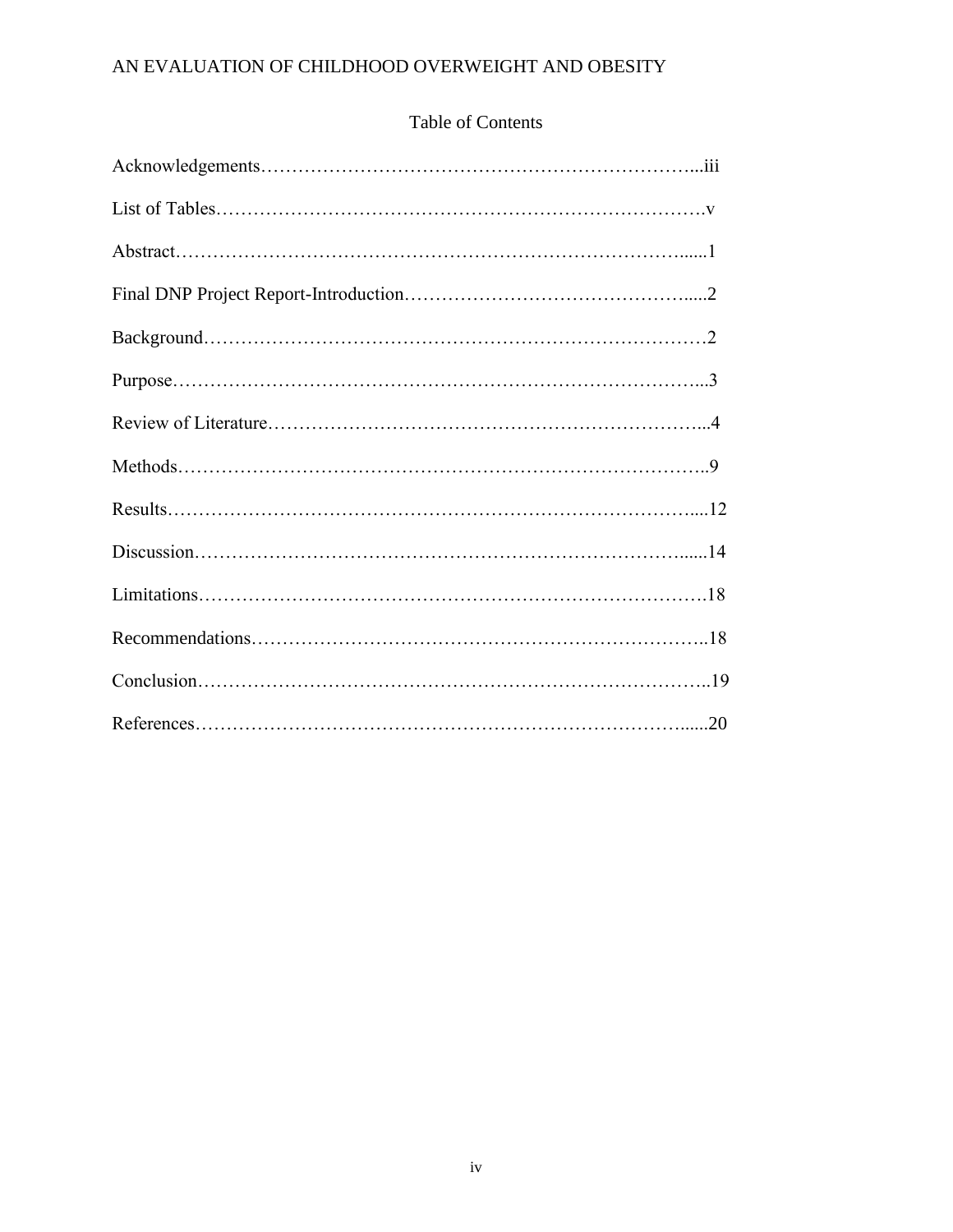# Table of Contents

Acknowledgements……………………………………………………………...iii

List of Tables…………………………………………………………………….v

Abstract……………………………………………………………………….......1

Final DNP Project Report-Introduction………………………………………….....2

Background………………………………………………………………………2

Purpose…………………………………………………………………………...3

Review of Literature……………………………………………………………...4

Methods…………………………………………………………………………..9

Results…………………………………………………………………………....12

Discussion………………………………………………………………………......14

Limitations……………………………………………………………………….18

Recommendations………………………………………………………………..18

Conclusion………………………………………………………………………..19

References……………………………………………………………………......20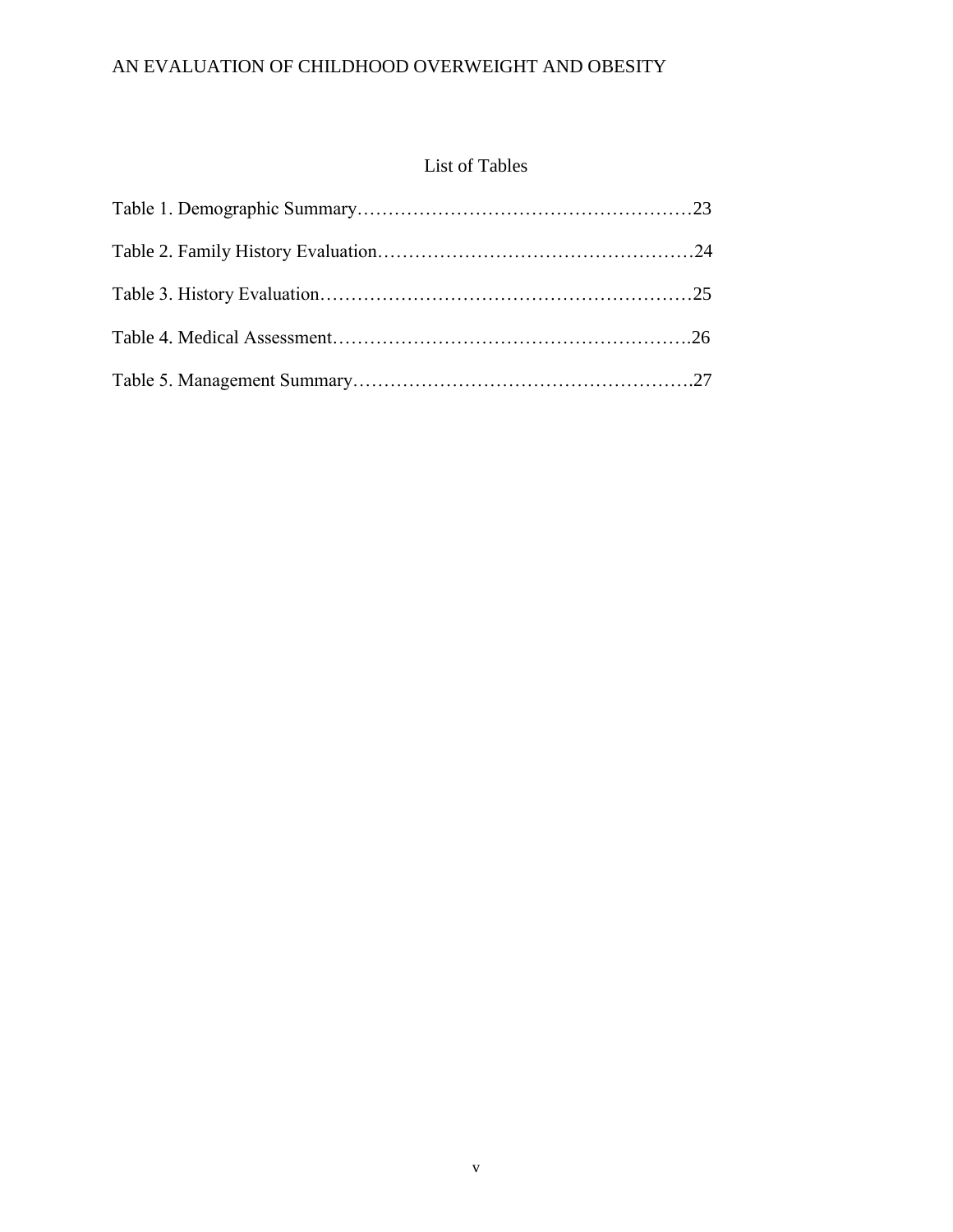# List of Tables

Table 1. Demographic Summary……………………………………………23

Table 2. Family History Evaluation…………………………………………24

Table 3. History Evaluation…………………………………………………25

Table 4. Medical Assessment……………………………………………….26

Table 5. Management Summary…………………………………………….27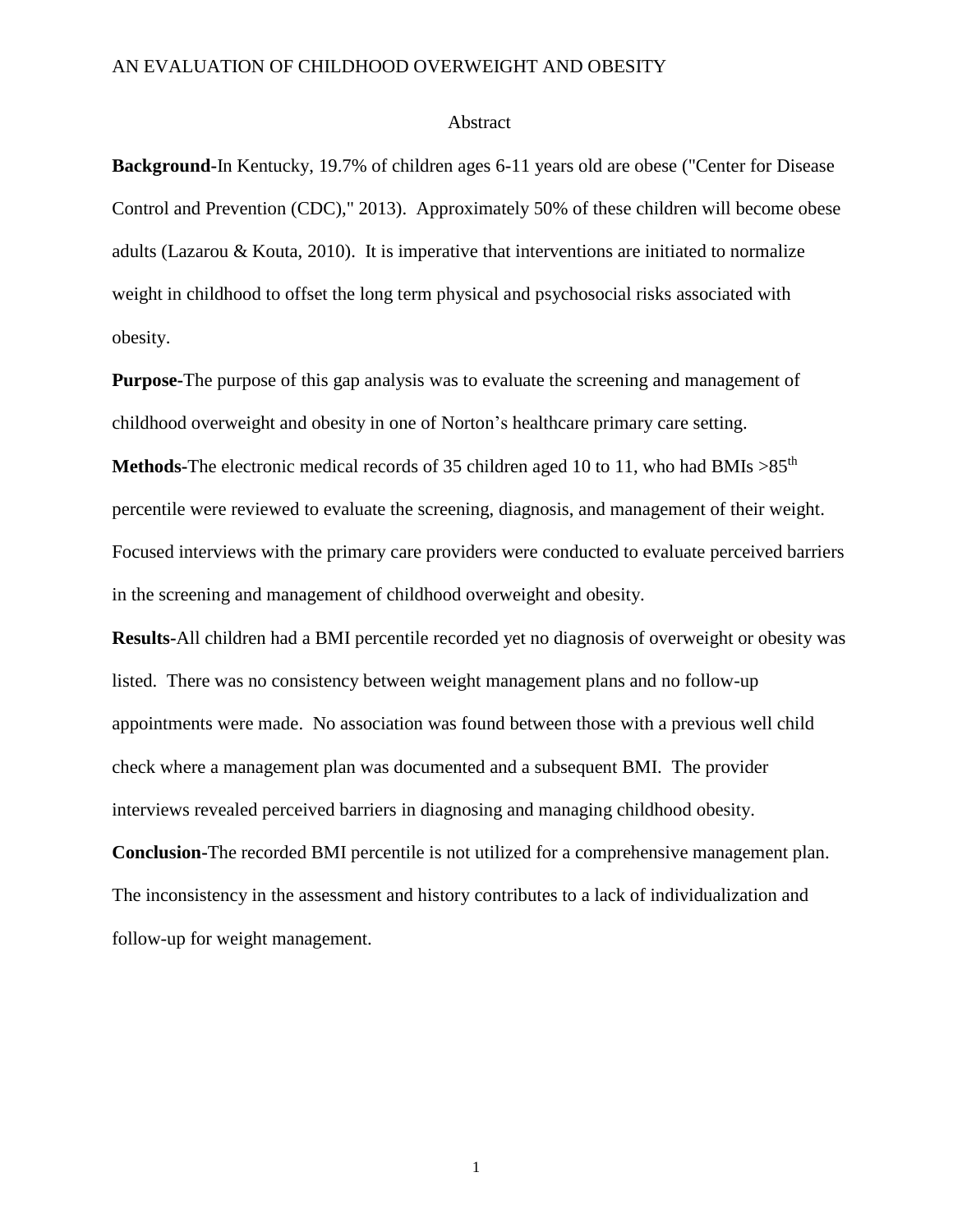# Abstract

**Background-**In Kentucky, 19.7% of children ages 6-11 years old are obese ("Center for Disease Control and Prevention (CDC)," 2013). Approximately 50% of these children will become obese adults (Lazarou & Kouta, 2010). It is imperative that interventions are initiated to normalize weight in childhood to offset the long term physical and psychosocial risks associated with obesity.

**Purpose-**The purpose of this gap analysis was to evaluate the screening and management of childhood overweight and obesity in one of Norton's healthcare primary care setting.

**Methods-**The electronic medical records of 35 children aged 10 to 11, who had BMIs >85$^{th}$ percentile were reviewed to evaluate the screening, diagnosis, and management of their weight. Focused interviews with the primary care providers were conducted to evaluate perceived barriers in the screening and management of childhood overweight and obesity.

**Results-**All children had a BMI percentile recorded yet no diagnosis of overweight or obesity was listed. There was no consistency between weight management plans and no follow-up appointments were made. No association was found between those with a previous well child check where a management plan was documented and a subsequent BMI. The provider interviews revealed perceived barriers in diagnosing and managing childhood obesity.

**Conclusion-**The recorded BMI percentile is not utilized for a comprehensive management plan. The inconsistency in the assessment and history contributes to a lack of individualization and follow-up for weight management.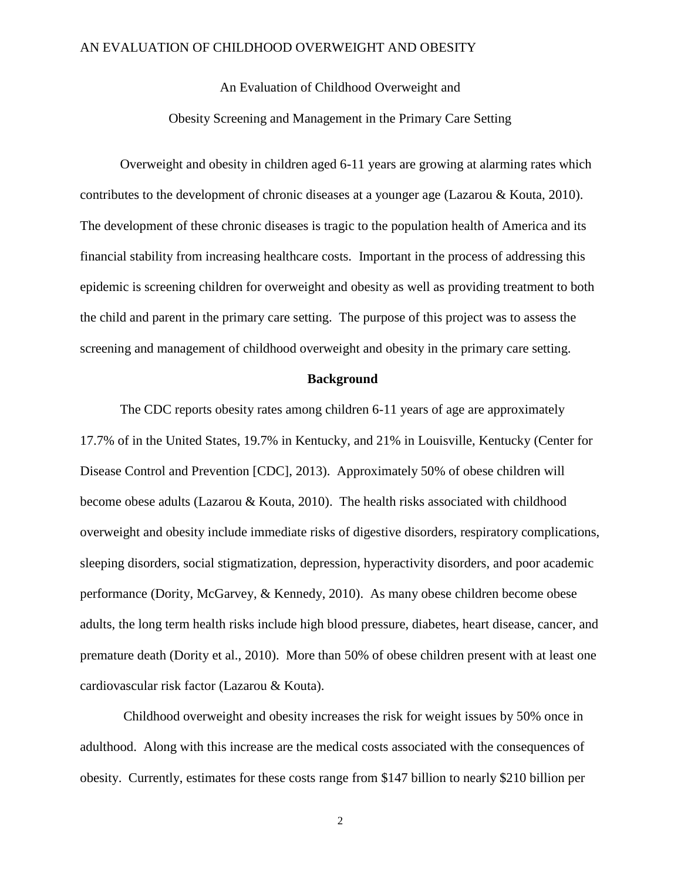# An Evaluation of Childhood Overweight and Obesity Screening and Management in the Primary Care Setting

Overweight and obesity in children aged 6-11 years are growing at alarming rates which contributes to the development of chronic diseases at a younger age (Lazarou & Kouta, 2010). The development of these chronic diseases is tragic to the population health of America and its financial stability from increasing healthcare costs. Important in the process of addressing this epidemic is screening children for overweight and obesity as well as providing treatment to both the child and parent in the primary care setting. The purpose of this project was to assess the screening and management of childhood overweight and obesity in the primary care setting.

## Background

The CDC reports obesity rates among children 6-11 years of age are approximately 17.7% of in the United States, 19.7% in Kentucky, and 21% in Louisville, Kentucky (Center for Disease Control and Prevention [CDC], 2013). Approximately 50% of obese children will become obese adults (Lazarou & Kouta, 2010). The health risks associated with childhood overweight and obesity include immediate risks of digestive disorders, respiratory complications, sleeping disorders, social stigmatization, depression, hyperactivity disorders, and poor academic performance (Dority, McGarvey, & Kennedy, 2010). As many obese children become obese adults, the long term health risks include high blood pressure, diabetes, heart disease, cancer, and premature death (Dority et al., 2010). More than 50% of obese children present with at least one cardiovascular risk factor (Lazarou & Kouta).

Childhood overweight and obesity increases the risk for weight issues by 50% once in adulthood. Along with this increase are the medical costs associated with the consequences of obesity. Currently, estimates for these costs range from $147 billion to nearly $210 billion per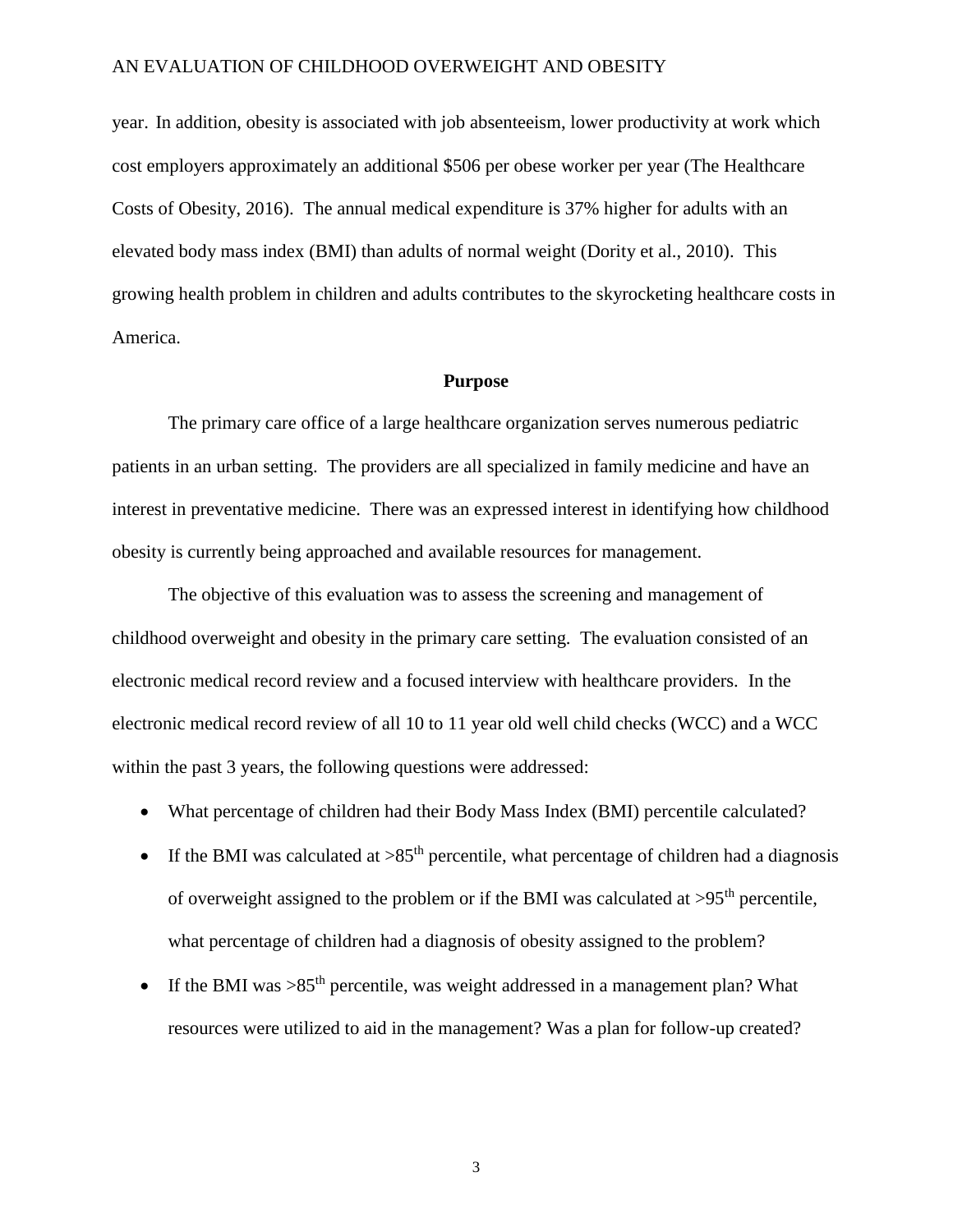year. In addition, obesity is associated with job absenteeism, lower productivity at work which cost employers approximately an additional $506 per obese worker per year (The Healthcare Costs of Obesity, 2016). The annual medical expenditure is 37% higher for adults with an elevated body mass index (BMI) than adults of normal weight (Dority et al., 2010). This growing health problem in children and adults contributes to the skyrocketing healthcare costs in America.

## Purpose

The primary care office of a large healthcare organization serves numerous pediatric patients in an urban setting. The providers are all specialized in family medicine and have an interest in preventative medicine. There was an expressed interest in identifying how childhood obesity is currently being approached and available resources for management.

The objective of this evaluation was to assess the screening and management of childhood overweight and obesity in the primary care setting. The evaluation consisted of an electronic medical record review and a focused interview with healthcare providers. In the electronic medical record review of all 10 to 11 year old well child checks (WCC) and a WCC within the past 3 years, the following questions were addressed:

- What percentage of children had their Body Mass Index (BMI) percentile calculated?
- If the BMI was calculated at >85$^{th}$ percentile, what percentage of children had a diagnosis of overweight assigned to the problem or if the BMI was calculated at >95$^{th}$ percentile, what percentage of children had a diagnosis of obesity assigned to the problem?
- If the BMI was >85$^{th}$ percentile, was weight addressed in a management plan? What resources were utilized to aid in the management? Was a plan for follow-up created?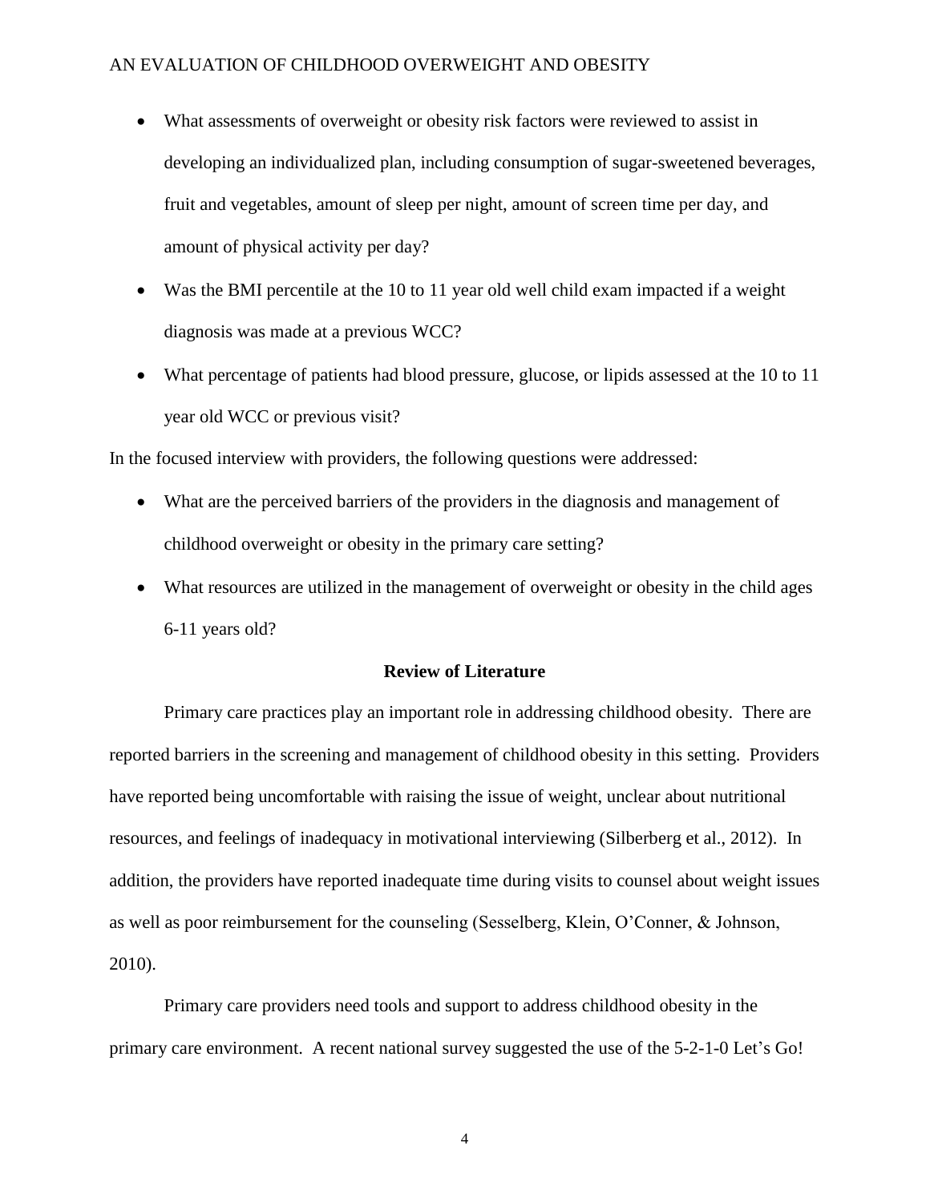- What assessments of overweight or obesity risk factors were reviewed to assist in developing an individualized plan, including consumption of sugar-sweetened beverages, fruit and vegetables, amount of sleep per night, amount of screen time per day, and amount of physical activity per day?
- Was the BMI percentile at the 10 to 11 year old well child exam impacted if a weight diagnosis was made at a previous WCC?
- What percentage of patients had blood pressure, glucose, or lipids assessed at the 10 to 11 year old WCC or previous visit?

In the focused interview with providers, the following questions were addressed:

- What are the perceived barriers of the providers in the diagnosis and management of childhood overweight or obesity in the primary care setting?
- What resources are utilized in the management of overweight or obesity in the child ages 6-11 years old?

## Review of Literature

Primary care practices play an important role in addressing childhood obesity. There are reported barriers in the screening and management of childhood obesity in this setting. Providers have reported being uncomfortable with raising the issue of weight, unclear about nutritional resources, and feelings of inadequacy in motivational interviewing (Silberberg et al., 2012). In addition, the providers have reported inadequate time during visits to counsel about weight issues as well as poor reimbursement for the counseling (Sesselberg, Klein, O'Conner, & Johnson, 2010).

Primary care providers need tools and support to address childhood obesity in the primary care environment. A recent national survey suggested the use of the 5-2-1-0 Let's Go!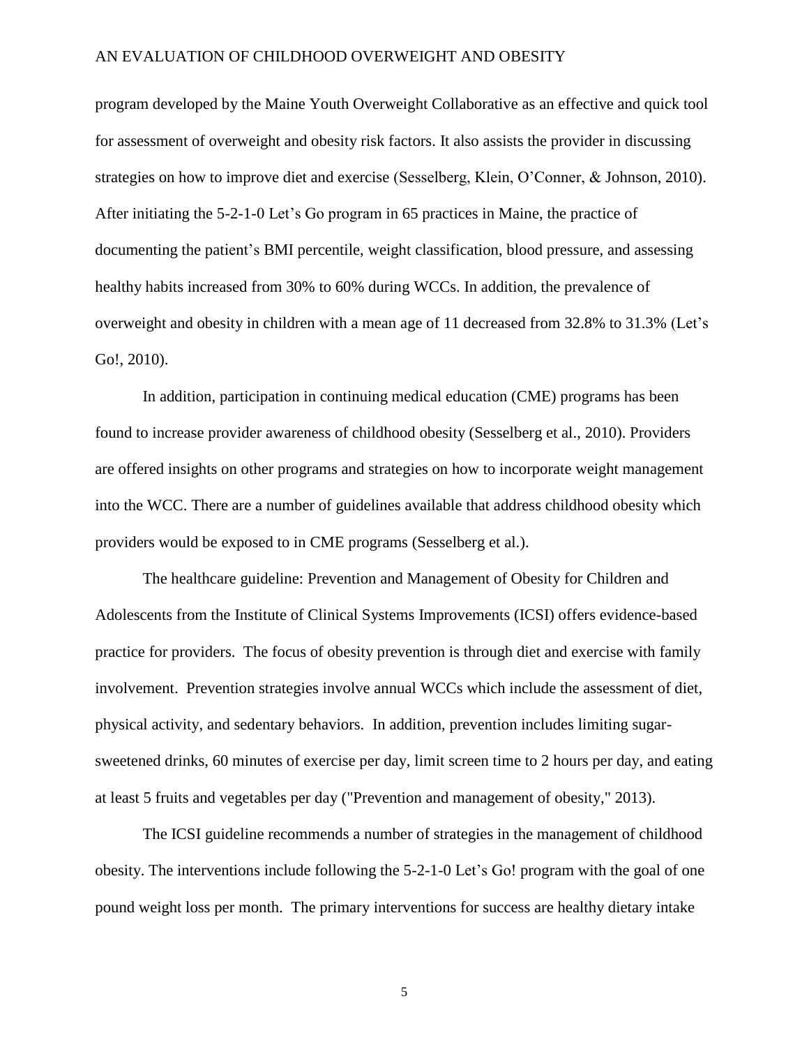program developed by the Maine Youth Overweight Collaborative as an effective and quick tool for assessment of overweight and obesity risk factors. It also assists the provider in discussing strategies on how to improve diet and exercise (Sesselberg, Klein, O'Conner, & Johnson, 2010). After initiating the 5-2-1-0 Let's Go program in 65 practices in Maine, the practice of documenting the patient's BMI percentile, weight classification, blood pressure, and assessing healthy habits increased from 30% to 60% during WCCs. In addition, the prevalence of overweight and obesity in children with a mean age of 11 decreased from 32.8% to 31.3% (Let's Go!, 2010).

In addition, participation in continuing medical education (CME) programs has been found to increase provider awareness of childhood obesity (Sesselberg et al., 2010). Providers are offered insights on other programs and strategies on how to incorporate weight management into the WCC. There are a number of guidelines available that address childhood obesity which providers would be exposed to in CME programs (Sesselberg et al.).

The healthcare guideline: Prevention and Management of Obesity for Children and Adolescents from the Institute of Clinical Systems Improvements (ICSI) offers evidence-based practice for providers. The focus of obesity prevention is through diet and exercise with family involvement. Prevention strategies involve annual WCCs which include the assessment of diet, physical activity, and sedentary behaviors. In addition, prevention includes limiting sugar-sweetened drinks, 60 minutes of exercise per day, limit screen time to 2 hours per day, and eating at least 5 fruits and vegetables per day ("Prevention and management of obesity," 2013).

The ICSI guideline recommends a number of strategies in the management of childhood obesity. The interventions include following the 5-2-1-0 Let's Go! program with the goal of one pound weight loss per month. The primary interventions for success are healthy dietary intake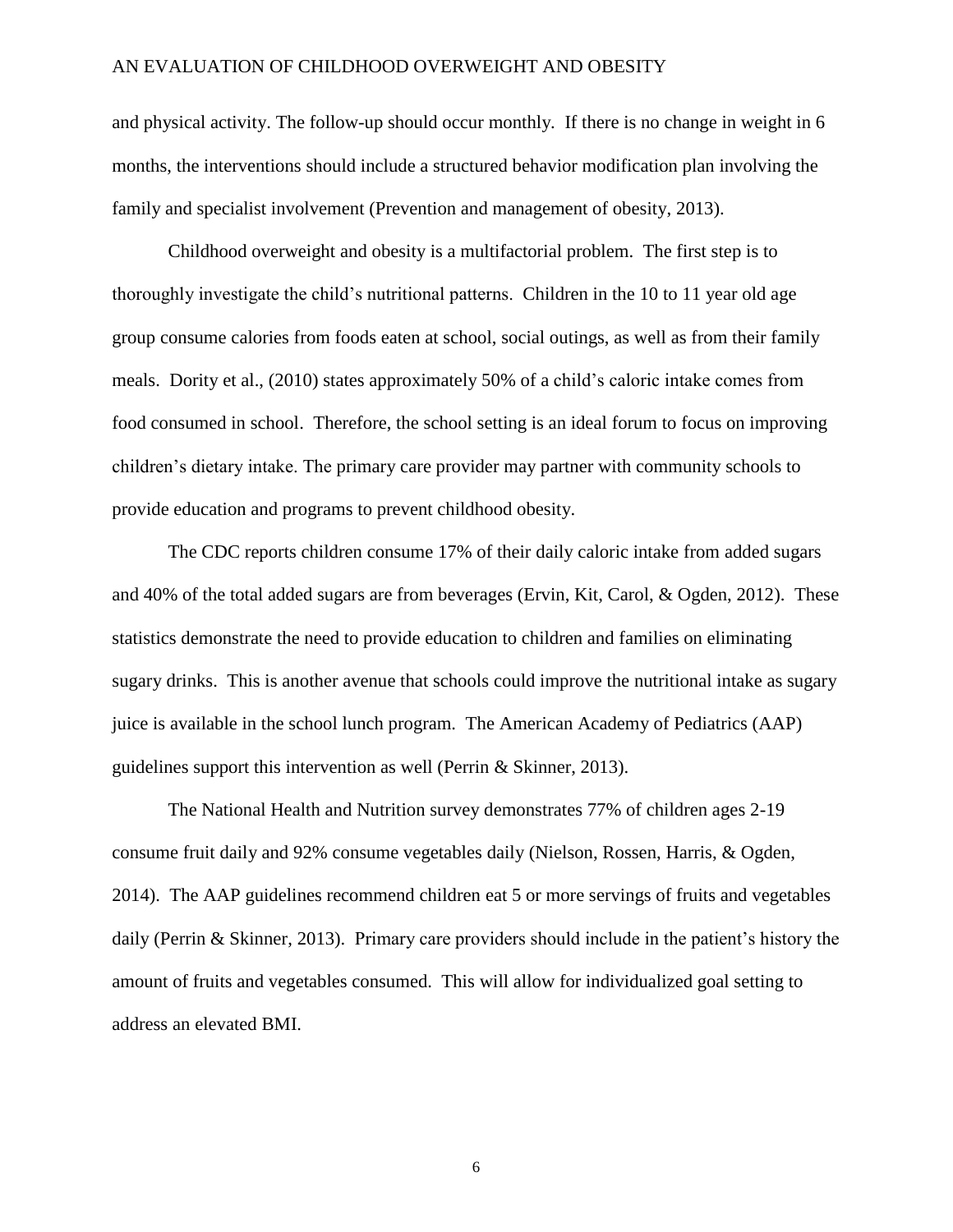and physical activity. The follow-up should occur monthly. If there is no change in weight in 6 months, the interventions should include a structured behavior modification plan involving the family and specialist involvement (Prevention and management of obesity, 2013).

Childhood overweight and obesity is a multifactorial problem. The first step is to thoroughly investigate the child's nutritional patterns. Children in the 10 to 11 year old age group consume calories from foods eaten at school, social outings, as well as from their family meals. Dority et al., (2010) states approximately 50% of a child's caloric intake comes from food consumed in school. Therefore, the school setting is an ideal forum to focus on improving children's dietary intake. The primary care provider may partner with community schools to provide education and programs to prevent childhood obesity.

The CDC reports children consume 17% of their daily caloric intake from added sugars and 40% of the total added sugars are from beverages (Ervin, Kit, Carol, & Ogden, 2012). These statistics demonstrate the need to provide education to children and families on eliminating sugary drinks. This is another avenue that schools could improve the nutritional intake as sugary juice is available in the school lunch program. The American Academy of Pediatrics (AAP) guidelines support this intervention as well (Perrin & Skinner, 2013).

The National Health and Nutrition survey demonstrates 77% of children ages 2-19 consume fruit daily and 92% consume vegetables daily (Nielson, Rossen, Harris, & Ogden, 2014). The AAP guidelines recommend children eat 5 or more servings of fruits and vegetables daily (Perrin & Skinner, 2013). Primary care providers should include in the patient's history the amount of fruits and vegetables consumed. This will allow for individualized goal setting to address an elevated BMI.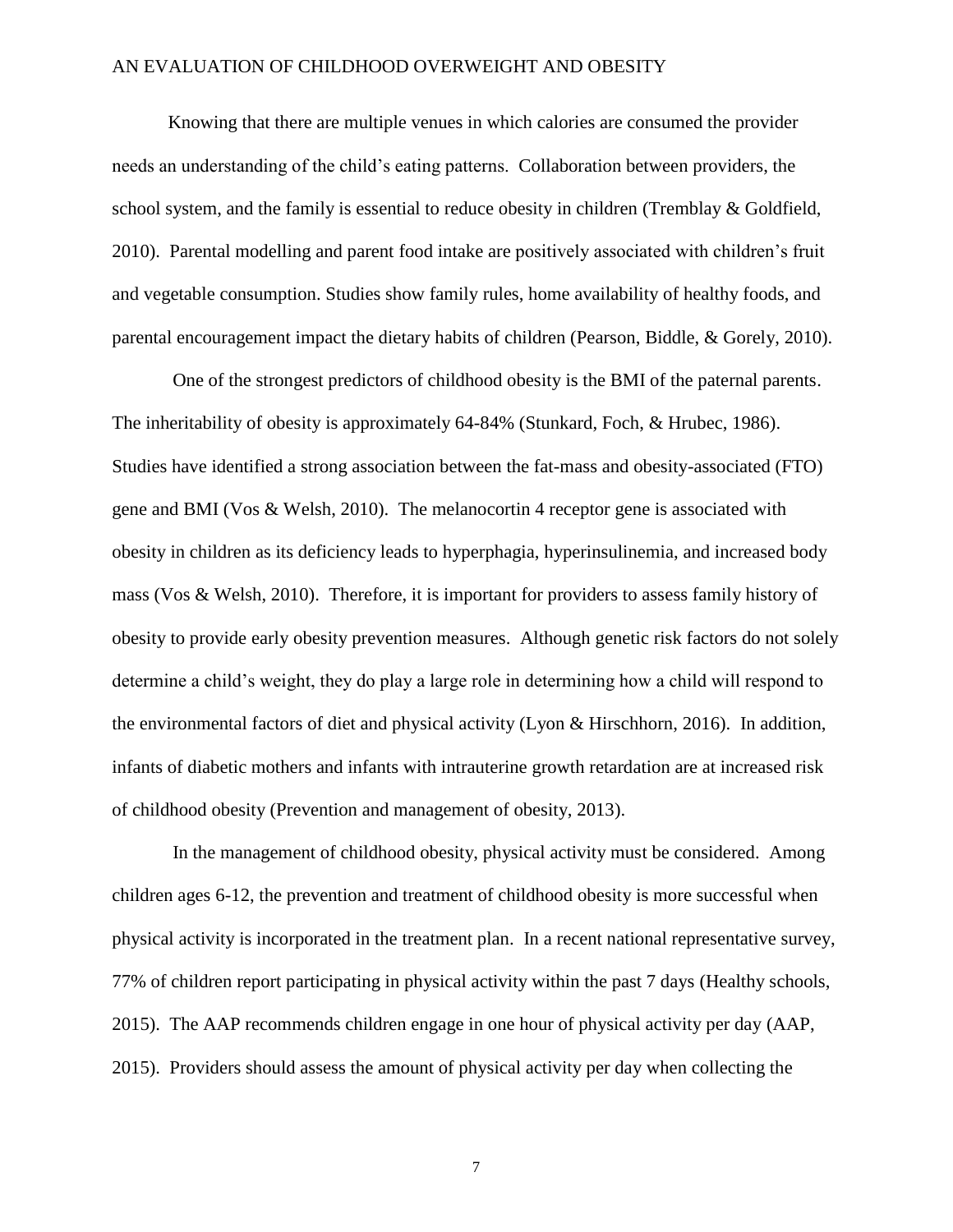Knowing that there are multiple venues in which calories are consumed the provider needs an understanding of the child's eating patterns. Collaboration between providers, the school system, and the family is essential to reduce obesity in children (Tremblay & Goldfield, 2010). Parental modelling and parent food intake are positively associated with children's fruit and vegetable consumption. Studies show family rules, home availability of healthy foods, and parental encouragement impact the dietary habits of children (Pearson, Biddle, & Gorely, 2010).

One of the strongest predictors of childhood obesity is the BMI of the paternal parents. The inheritability of obesity is approximately 64-84% (Stunkard, Foch, & Hrubec, 1986). Studies have identified a strong association between the fat-mass and obesity-associated (FTO) gene and BMI (Vos & Welsh, 2010). The melanocortin 4 receptor gene is associated with obesity in children as its deficiency leads to hyperphagia, hyperinsulinemia, and increased body mass (Vos & Welsh, 2010). Therefore, it is important for providers to assess family history of obesity to provide early obesity prevention measures. Although genetic risk factors do not solely determine a child's weight, they do play a large role in determining how a child will respond to the environmental factors of diet and physical activity (Lyon & Hirschhorn, 2016). In addition, infants of diabetic mothers and infants with intrauterine growth retardation are at increased risk of childhood obesity (Prevention and management of obesity, 2013).

In the management of childhood obesity, physical activity must be considered. Among children ages 6-12, the prevention and treatment of childhood obesity is more successful when physical activity is incorporated in the treatment plan. In a recent national representative survey, 77% of children report participating in physical activity within the past 7 days (Healthy schools, 2015). The AAP recommends children engage in one hour of physical activity per day (AAP, 2015). Providers should assess the amount of physical activity per day when collecting the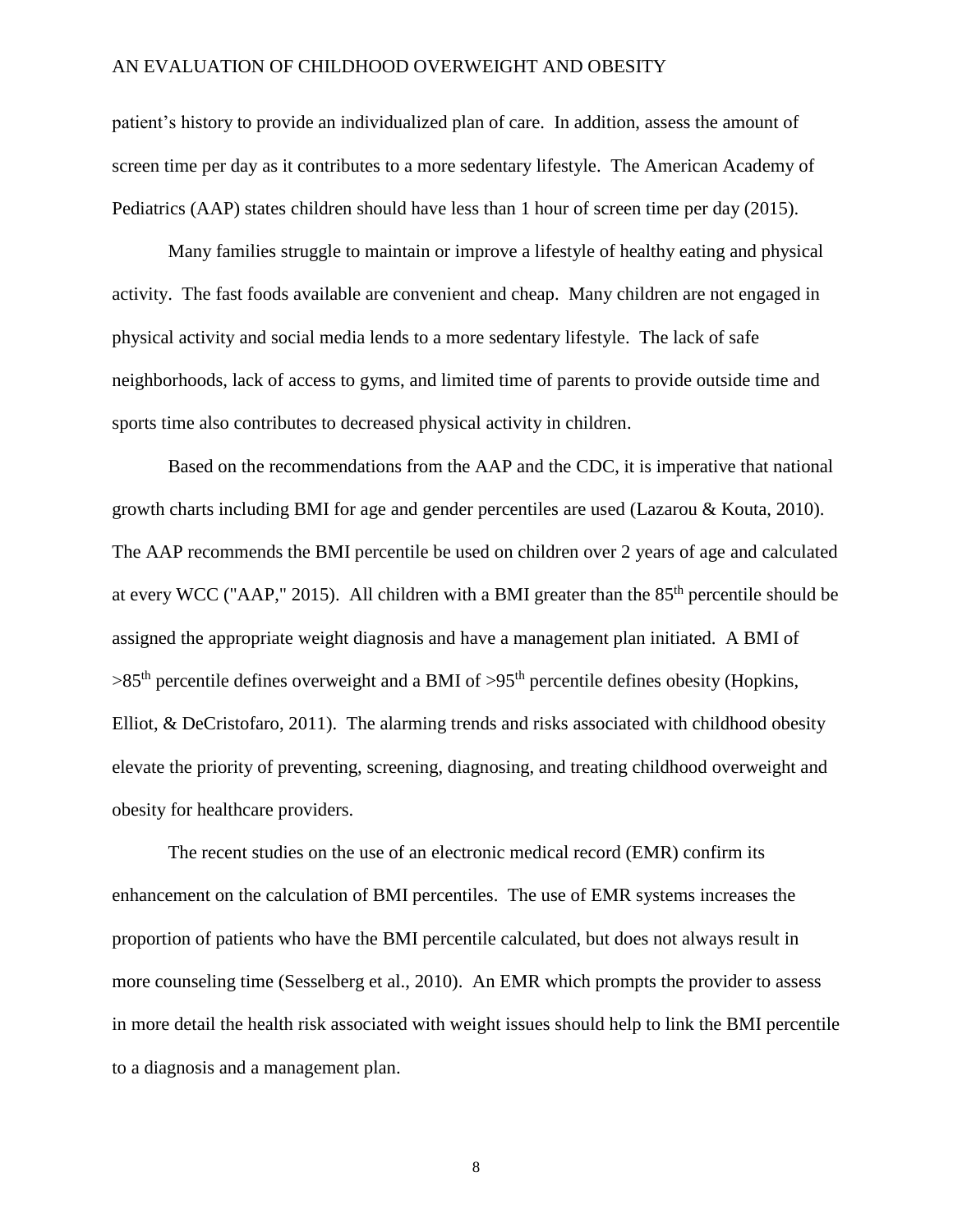patient's history to provide an individualized plan of care. In addition, assess the amount of screen time per day as it contributes to a more sedentary lifestyle. The American Academy of Pediatrics (AAP) states children should have less than 1 hour of screen time per day (2015).

Many families struggle to maintain or improve a lifestyle of healthy eating and physical activity. The fast foods available are convenient and cheap. Many children are not engaged in physical activity and social media lends to a more sedentary lifestyle. The lack of safe neighborhoods, lack of access to gyms, and limited time of parents to provide outside time and sports time also contributes to decreased physical activity in children.

Based on the recommendations from the AAP and the CDC, it is imperative that national growth charts including BMI for age and gender percentiles are used (Lazarou & Kouta, 2010). The AAP recommends the BMI percentile be used on children over 2 years of age and calculated at every WCC ("AAP," 2015). All children with a BMI greater than the 85th percentile should be assigned the appropriate weight diagnosis and have a management plan initiated. A BMI of >85th percentile defines overweight and a BMI of >95th percentile defines obesity (Hopkins, Elliot, & DeCristofaro, 2011). The alarming trends and risks associated with childhood obesity elevate the priority of preventing, screening, diagnosing, and treating childhood overweight and obesity for healthcare providers.

The recent studies on the use of an electronic medical record (EMR) confirm its enhancement on the calculation of BMI percentiles. The use of EMR systems increases the proportion of patients who have the BMI percentile calculated, but does not always result in more counseling time (Sesselberg et al., 2010). An EMR which prompts the provider to assess in more detail the health risk associated with weight issues should help to link the BMI percentile to a diagnosis and a management plan.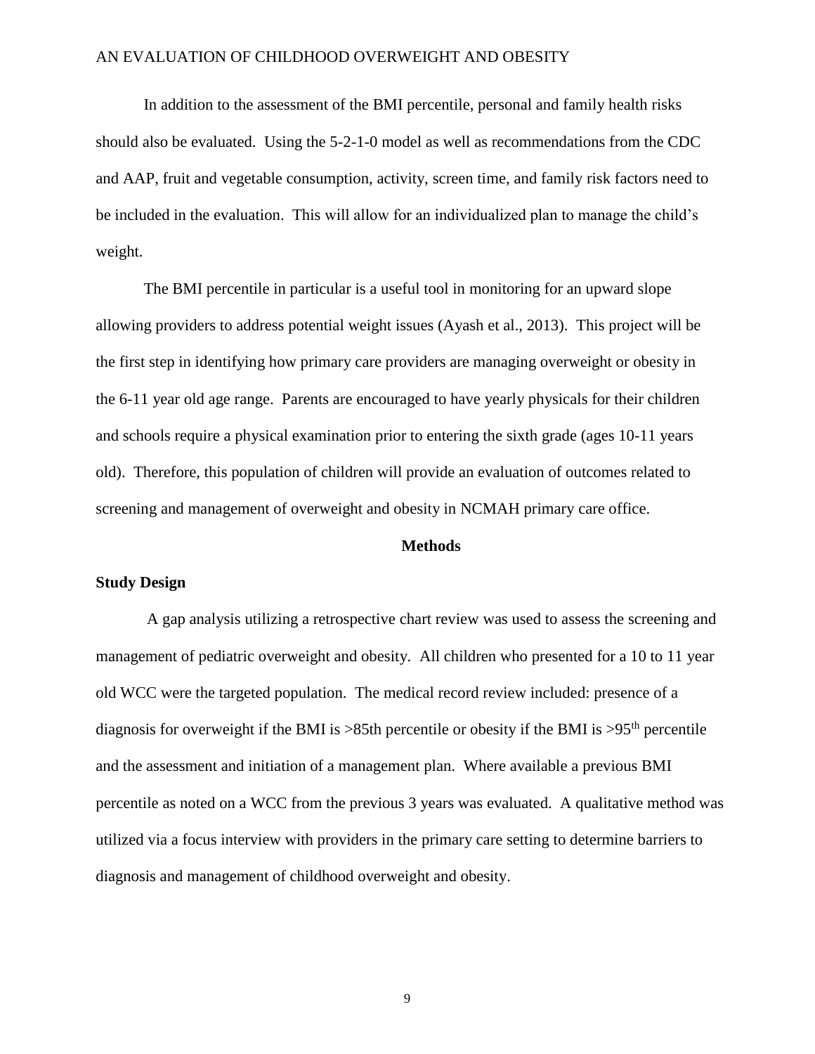In addition to the assessment of the BMI percentile, personal and family health risks should also be evaluated. Using the 5-2-1-0 model as well as recommendations from the CDC and AAP, fruit and vegetable consumption, activity, screen time, and family risk factors need to be included in the evaluation. This will allow for an individualized plan to manage the child's weight.

The BMI percentile in particular is a useful tool in monitoring for an upward slope allowing providers to address potential weight issues (Ayash et al., 2013). This project will be the first step in identifying how primary care providers are managing overweight or obesity in the 6-11 year old age range. Parents are encouraged to have yearly physicals for their children and schools require a physical examination prior to entering the sixth grade (ages 10-11 years old). Therefore, this population of children will provide an evaluation of outcomes related to screening and management of overweight and obesity in NCMAH primary care office.

## Methods

### Study Design

A gap analysis utilizing a retrospective chart review was used to assess the screening and management of pediatric overweight and obesity. All children who presented for a 10 to 11 year old WCC were the targeted population. The medical record review included: presence of a diagnosis for overweight if the BMI is >85th percentile or obesity if the BMI is >95th percentile and the assessment and initiation of a management plan. Where available a previous BMI percentile as noted on a WCC from the previous 3 years was evaluated. A qualitative method was utilized via a focus interview with providers in the primary care setting to determine barriers to diagnosis and management of childhood overweight and obesity.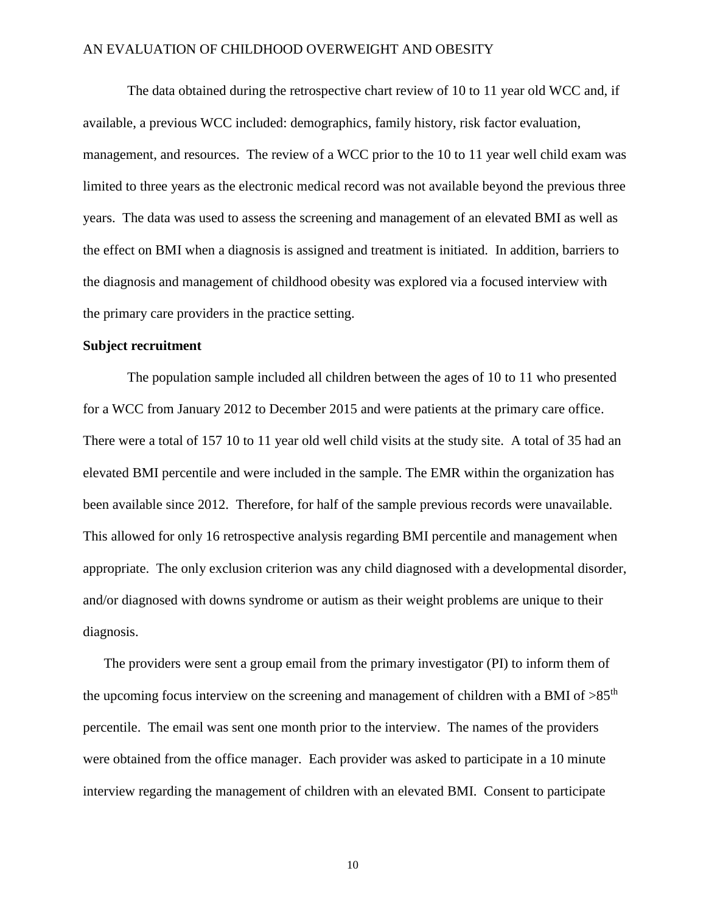The data obtained during the retrospective chart review of 10 to 11 year old WCC and, if available, a previous WCC included: demographics, family history, risk factor evaluation, management, and resources. The review of a WCC prior to the 10 to 11 year well child exam was limited to three years as the electronic medical record was not available beyond the previous three years. The data was used to assess the screening and management of an elevated BMI as well as the effect on BMI when a diagnosis is assigned and treatment is initiated. In addition, barriers to the diagnosis and management of childhood obesity was explored via a focused interview with the primary care providers in the practice setting.

**Subject recruitment**

The population sample included all children between the ages of 10 to 11 who presented for a WCC from January 2012 to December 2015 and were patients at the primary care office. There were a total of 157 10 to 11 year old well child visits at the study site. A total of 35 had an elevated BMI percentile and were included in the sample. The EMR within the organization has been available since 2012. Therefore, for half of the sample previous records were unavailable. This allowed for only 16 retrospective analysis regarding BMI percentile and management when appropriate. The only exclusion criterion was any child diagnosed with a developmental disorder, and/or diagnosed with downs syndrome or autism as their weight problems are unique to their diagnosis.

The providers were sent a group email from the primary investigator (PI) to inform them of the upcoming focus interview on the screening and management of children with a BMI of $>85^{th}$ percentile. The email was sent one month prior to the interview. The names of the providers were obtained from the office manager. Each provider was asked to participate in a 10 minute interview regarding the management of children with an elevated BMI. Consent to participate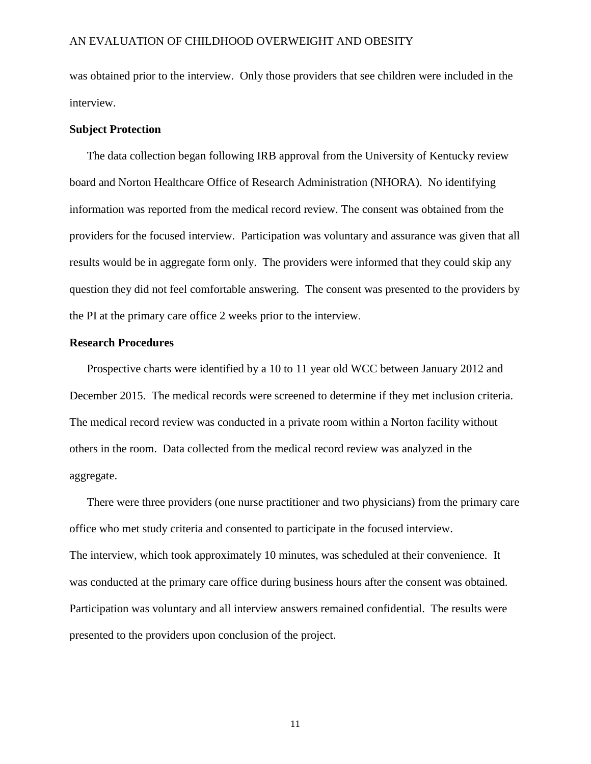was obtained prior to the interview. Only those providers that see children were included in the interview.

**Subject Protection**

The data collection began following IRB approval from the University of Kentucky review board and Norton Healthcare Office of Research Administration (NHORA). No identifying information was reported from the medical record review. The consent was obtained from the providers for the focused interview. Participation was voluntary and assurance was given that all results would be in aggregate form only. The providers were informed that they could skip any question they did not feel comfortable answering. The consent was presented to the providers by the PI at the primary care office 2 weeks prior to the interview.

**Research Procedures**

Prospective charts were identified by a 10 to 11 year old WCC between January 2012 and December 2015. The medical records were screened to determine if they met inclusion criteria. The medical record review was conducted in a private room within a Norton facility without others in the room. Data collected from the medical record review was analyzed in the aggregate.

There were three providers (one nurse practitioner and two physicians) from the primary care office who met study criteria and consented to participate in the focused interview. The interview, which took approximately 10 minutes, was scheduled at their convenience. It was conducted at the primary care office during business hours after the consent was obtained. Participation was voluntary and all interview answers remained confidential. The results were presented to the providers upon conclusion of the project.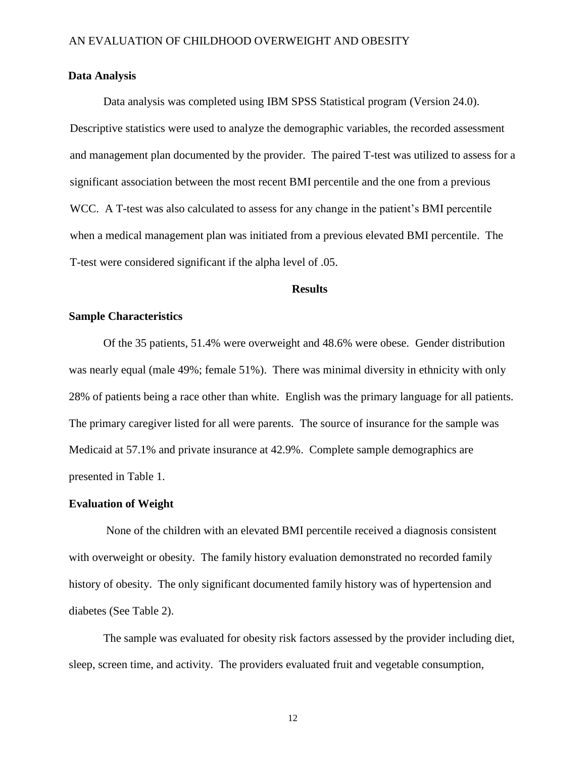## Data Analysis

Data analysis was completed using IBM SPSS Statistical program (Version 24.0). Descriptive statistics were used to analyze the demographic variables, the recorded assessment and management plan documented by the provider. The paired T-test was utilized to assess for a significant association between the most recent BMI percentile and the one from a previous WCC. A T-test was also calculated to assess for any change in the patient's BMI percentile when a medical management plan was initiated from a previous elevated BMI percentile. The T-test were considered significant if the alpha level of .05.

# Results

## Sample Characteristics

Of the 35 patients, 51.4% were overweight and 48.6% were obese. Gender distribution was nearly equal (male 49%; female 51%). There was minimal diversity in ethnicity with only 28% of patients being a race other than white. English was the primary language for all patients. The primary caregiver listed for all were parents. The source of insurance for the sample was Medicaid at 57.1% and private insurance at 42.9%. Complete sample demographics are presented in Table 1.

## Evaluation of Weight

None of the children with an elevated BMI percentile received a diagnosis consistent with overweight or obesity. The family history evaluation demonstrated no recorded family history of obesity. The only significant documented family history was of hypertension and diabetes (See Table 2).

The sample was evaluated for obesity risk factors assessed by the provider including diet, sleep, screen time, and activity. The providers evaluated fruit and vegetable consumption,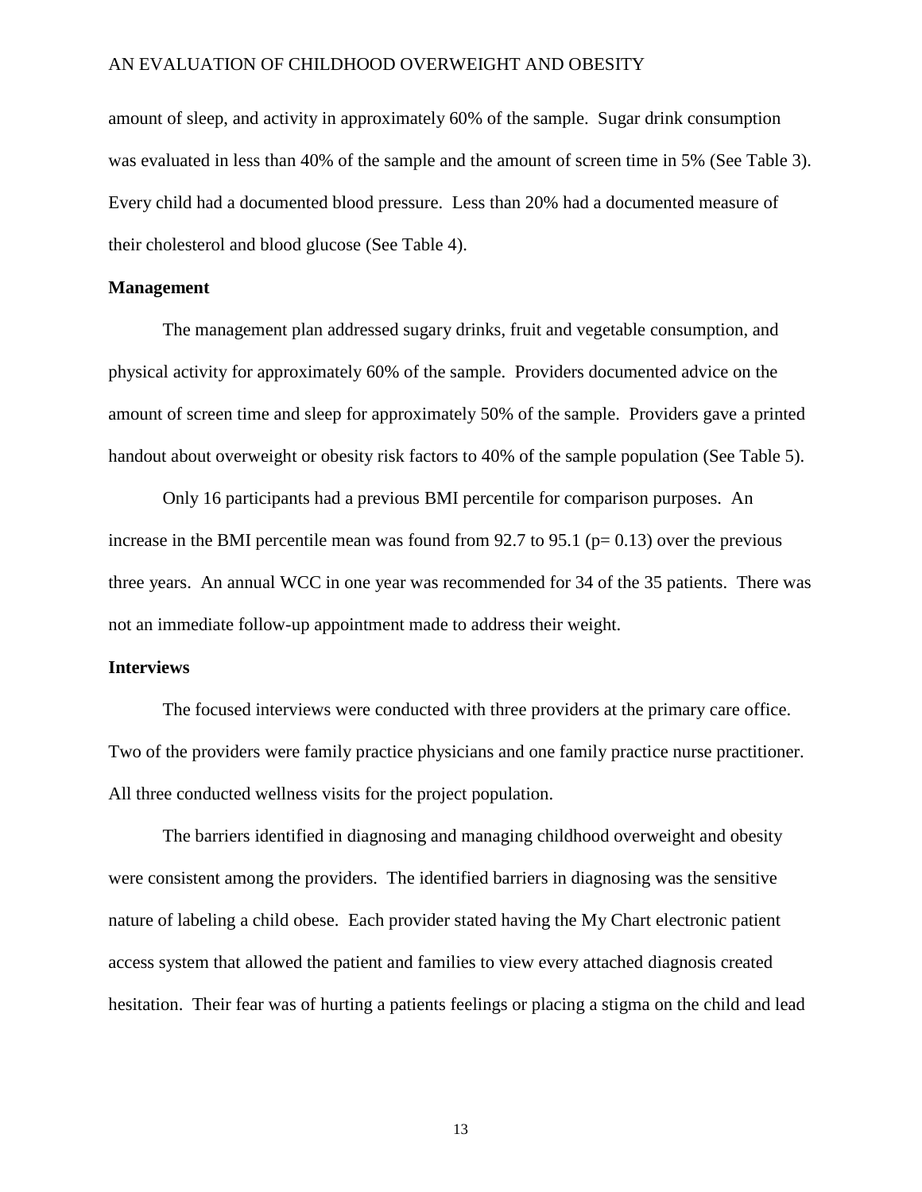amount of sleep, and activity in approximately 60% of the sample. Sugar drink consumption was evaluated in less than 40% of the sample and the amount of screen time in 5% (See Table 3). Every child had a documented blood pressure. Less than 20% had a documented measure of their cholesterol and blood glucose (See Table 4).

**Management**

The management plan addressed sugary drinks, fruit and vegetable consumption, and physical activity for approximately 60% of the sample. Providers documented advice on the amount of screen time and sleep for approximately 50% of the sample. Providers gave a printed handout about overweight or obesity risk factors to 40% of the sample population (See Table 5).

Only 16 participants had a previous BMI percentile for comparison purposes. An increase in the BMI percentile mean was found from 92.7 to 95.1 ($p = 0.13$) over the previous three years. An annual WCC in one year was recommended for 34 of the 35 patients. There was not an immediate follow-up appointment made to address their weight.

**Interviews**

The focused interviews were conducted with three providers at the primary care office. Two of the providers were family practice physicians and one family practice nurse practitioner. All three conducted wellness visits for the project population.

The barriers identified in diagnosing and managing childhood overweight and obesity were consistent among the providers. The identified barriers in diagnosing was the sensitive nature of labeling a child obese. Each provider stated having the My Chart electronic patient access system that allowed the patient and families to view every attached diagnosis created hesitation. Their fear was of hurting a patients feelings or placing a stigma on the child and lead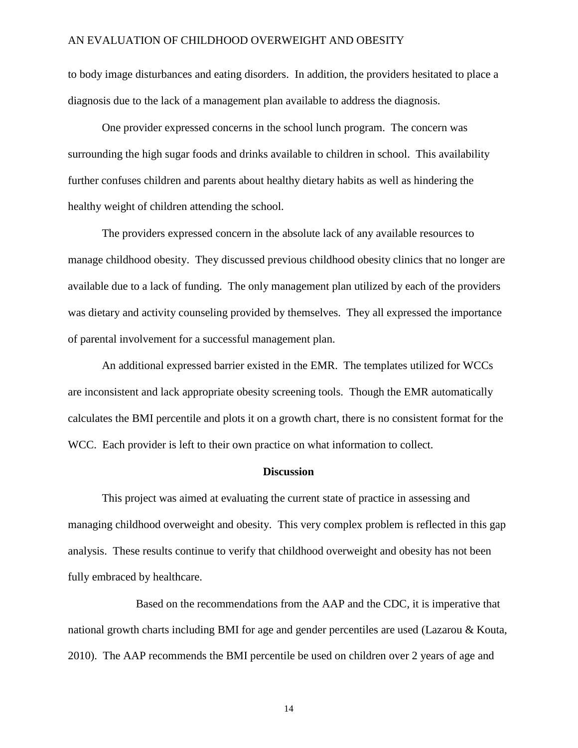to body image disturbances and eating disorders. In addition, the providers hesitated to place a diagnosis due to the lack of a management plan available to address the diagnosis.

One provider expressed concerns in the school lunch program. The concern was surrounding the high sugar foods and drinks available to children in school. This availability further confuses children and parents about healthy dietary habits as well as hindering the healthy weight of children attending the school.

The providers expressed concern in the absolute lack of any available resources to manage childhood obesity. They discussed previous childhood obesity clinics that no longer are available due to a lack of funding. The only management plan utilized by each of the providers was dietary and activity counseling provided by themselves. They all expressed the importance of parental involvement for a successful management plan.

An additional expressed barrier existed in the EMR. The templates utilized for WCCs are inconsistent and lack appropriate obesity screening tools. Though the EMR automatically calculates the BMI percentile and plots it on a growth chart, there is no consistent format for the WCC. Each provider is left to their own practice on what information to collect.

## Discussion

This project was aimed at evaluating the current state of practice in assessing and managing childhood overweight and obesity. This very complex problem is reflected in this gap analysis. These results continue to verify that childhood overweight and obesity has not been fully embraced by healthcare.

Based on the recommendations from the AAP and the CDC, it is imperative that national growth charts including BMI for age and gender percentiles are used (Lazarou & Kouta, 2010). The AAP recommends the BMI percentile be used on children over 2 years of age and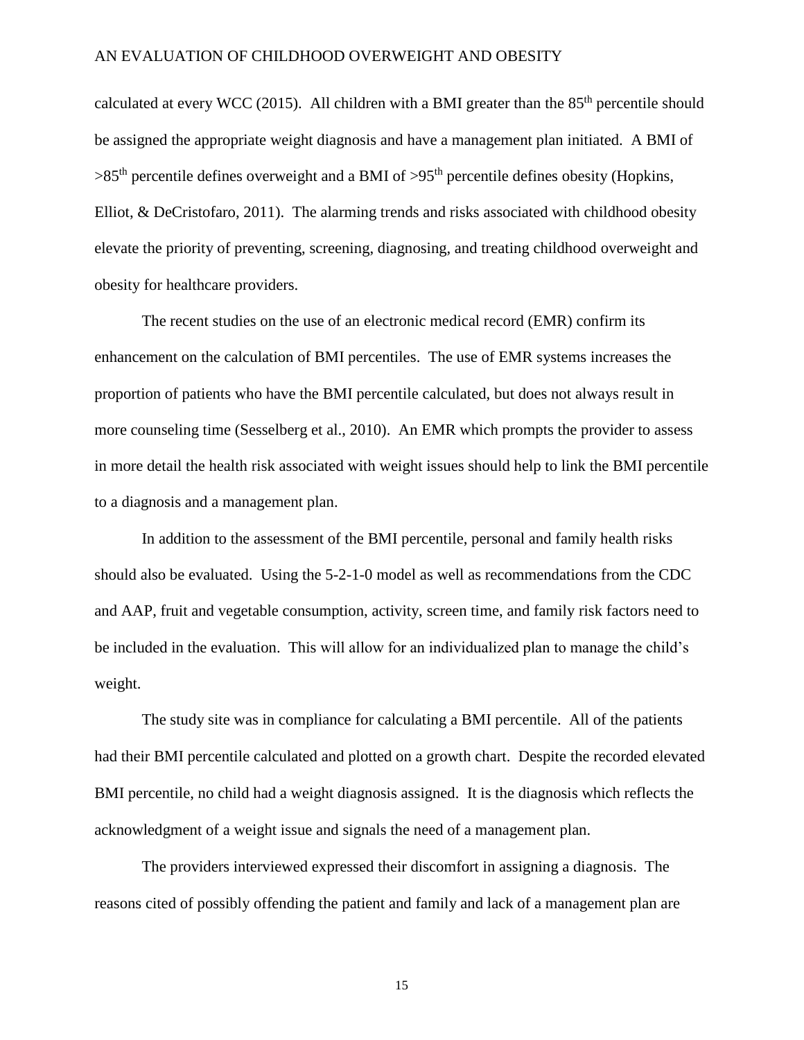calculated at every WCC (2015). All children with a BMI greater than the $85^{th}$ percentile should be assigned the appropriate weight diagnosis and have a management plan initiated. A BMI of $>85^{th}$ percentile defines overweight and a BMI of $>95^{th}$ percentile defines obesity (Hopkins, Elliot, & DeCristofaro, 2011). The alarming trends and risks associated with childhood obesity elevate the priority of preventing, screening, diagnosing, and treating childhood overweight and obesity for healthcare providers.

The recent studies on the use of an electronic medical record (EMR) confirm its enhancement on the calculation of BMI percentiles. The use of EMR systems increases the proportion of patients who have the BMI percentile calculated, but does not always result in more counseling time (Sesselberg et al., 2010). An EMR which prompts the provider to assess in more detail the health risk associated with weight issues should help to link the BMI percentile to a diagnosis and a management plan.

In addition to the assessment of the BMI percentile, personal and family health risks should also be evaluated. Using the 5-2-1-0 model as well as recommendations from the CDC and AAP, fruit and vegetable consumption, activity, screen time, and family risk factors need to be included in the evaluation. This will allow for an individualized plan to manage the child's weight.

The study site was in compliance for calculating a BMI percentile. All of the patients had their BMI percentile calculated and plotted on a growth chart. Despite the recorded elevated BMI percentile, no child had a weight diagnosis assigned. It is the diagnosis which reflects the acknowledgment of a weight issue and signals the need of a management plan.

The providers interviewed expressed their discomfort in assigning a diagnosis. The reasons cited of possibly offending the patient and family and lack of a management plan are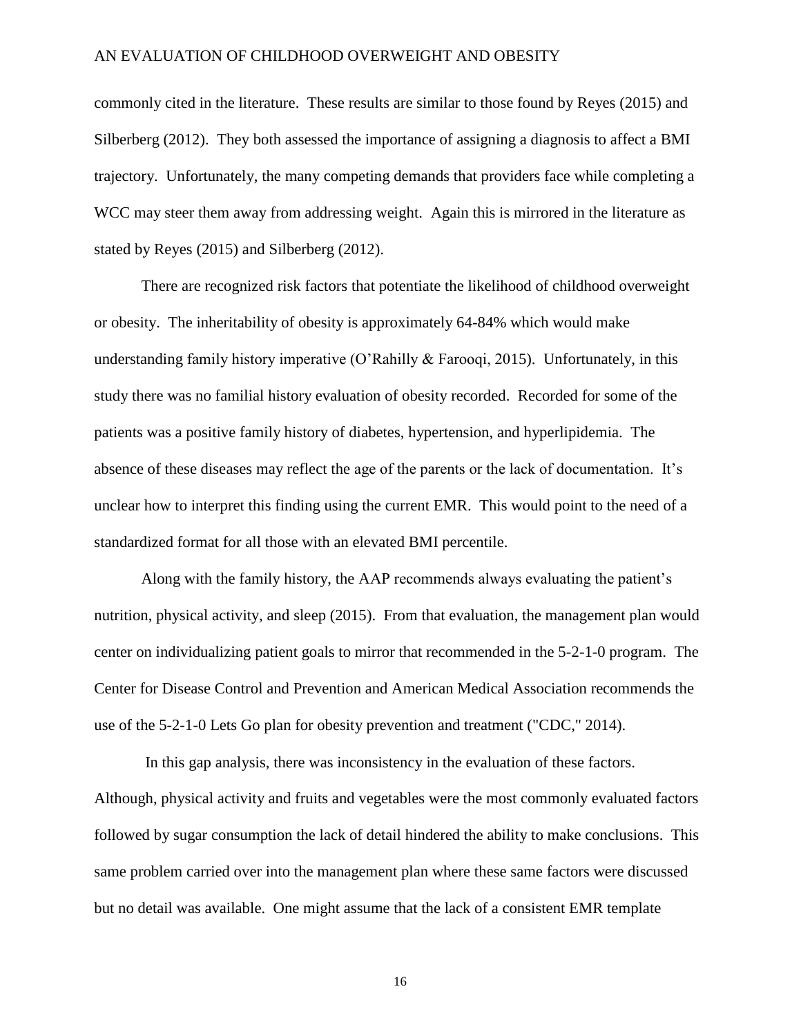commonly cited in the literature. These results are similar to those found by Reyes (2015) and Silberberg (2012). They both assessed the importance of assigning a diagnosis to affect a BMI trajectory. Unfortunately, the many competing demands that providers face while completing a WCC may steer them away from addressing weight. Again this is mirrored in the literature as stated by Reyes (2015) and Silberberg (2012).

There are recognized risk factors that potentiate the likelihood of childhood overweight or obesity. The inheritability of obesity is approximately 64-84% which would make understanding family history imperative (O'Rahilly & Farooqi, 2015). Unfortunately, in this study there was no familial history evaluation of obesity recorded. Recorded for some of the patients was a positive family history of diabetes, hypertension, and hyperlipidemia. The absence of these diseases may reflect the age of the parents or the lack of documentation. It's unclear how to interpret this finding using the current EMR. This would point to the need of a standardized format for all those with an elevated BMI percentile.

Along with the family history, the AAP recommends always evaluating the patient's nutrition, physical activity, and sleep (2015). From that evaluation, the management plan would center on individualizing patient goals to mirror that recommended in the 5-2-1-0 program. The Center for Disease Control and Prevention and American Medical Association recommends the use of the 5-2-1-0 Lets Go plan for obesity prevention and treatment ("CDC," 2014).

In this gap analysis, there was inconsistency in the evaluation of these factors. Although, physical activity and fruits and vegetables were the most commonly evaluated factors followed by sugar consumption the lack of detail hindered the ability to make conclusions. This same problem carried over into the management plan where these same factors were discussed but no detail was available. One might assume that the lack of a consistent EMR template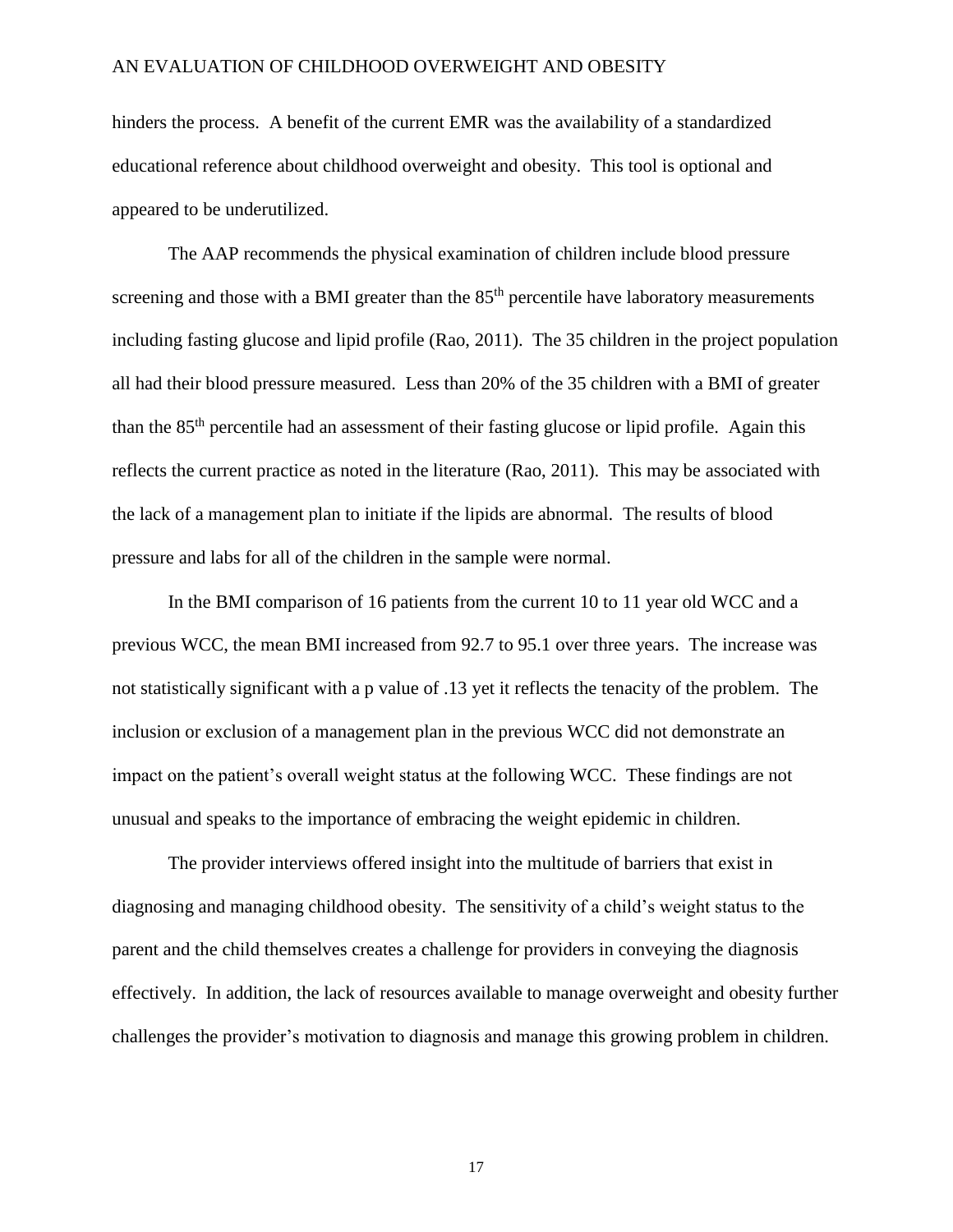hinders the process. A benefit of the current EMR was the availability of a standardized educational reference about childhood overweight and obesity. This tool is optional and appeared to be underutilized.

The AAP recommends the physical examination of children include blood pressure screening and those with a BMI greater than the 85th percentile have laboratory measurements including fasting glucose and lipid profile (Rao, 2011). The 35 children in the project population all had their blood pressure measured. Less than 20% of the 35 children with a BMI of greater than the 85th percentile had an assessment of their fasting glucose or lipid profile. Again this reflects the current practice as noted in the literature (Rao, 2011). This may be associated with the lack of a management plan to initiate if the lipids are abnormal. The results of blood pressure and labs for all of the children in the sample were normal.

In the BMI comparison of 16 patients from the current 10 to 11 year old WCC and a previous WCC, the mean BMI increased from 92.7 to 95.1 over three years. The increase was not statistically significant with a p value of .13 yet it reflects the tenacity of the problem. The inclusion or exclusion of a management plan in the previous WCC did not demonstrate an impact on the patient's overall weight status at the following WCC. These findings are not unusual and speaks to the importance of embracing the weight epidemic in children.

The provider interviews offered insight into the multitude of barriers that exist in diagnosing and managing childhood obesity. The sensitivity of a child's weight status to the parent and the child themselves creates a challenge for providers in conveying the diagnosis effectively. In addition, the lack of resources available to manage overweight and obesity further challenges the provider's motivation to diagnosis and manage this growing problem in children.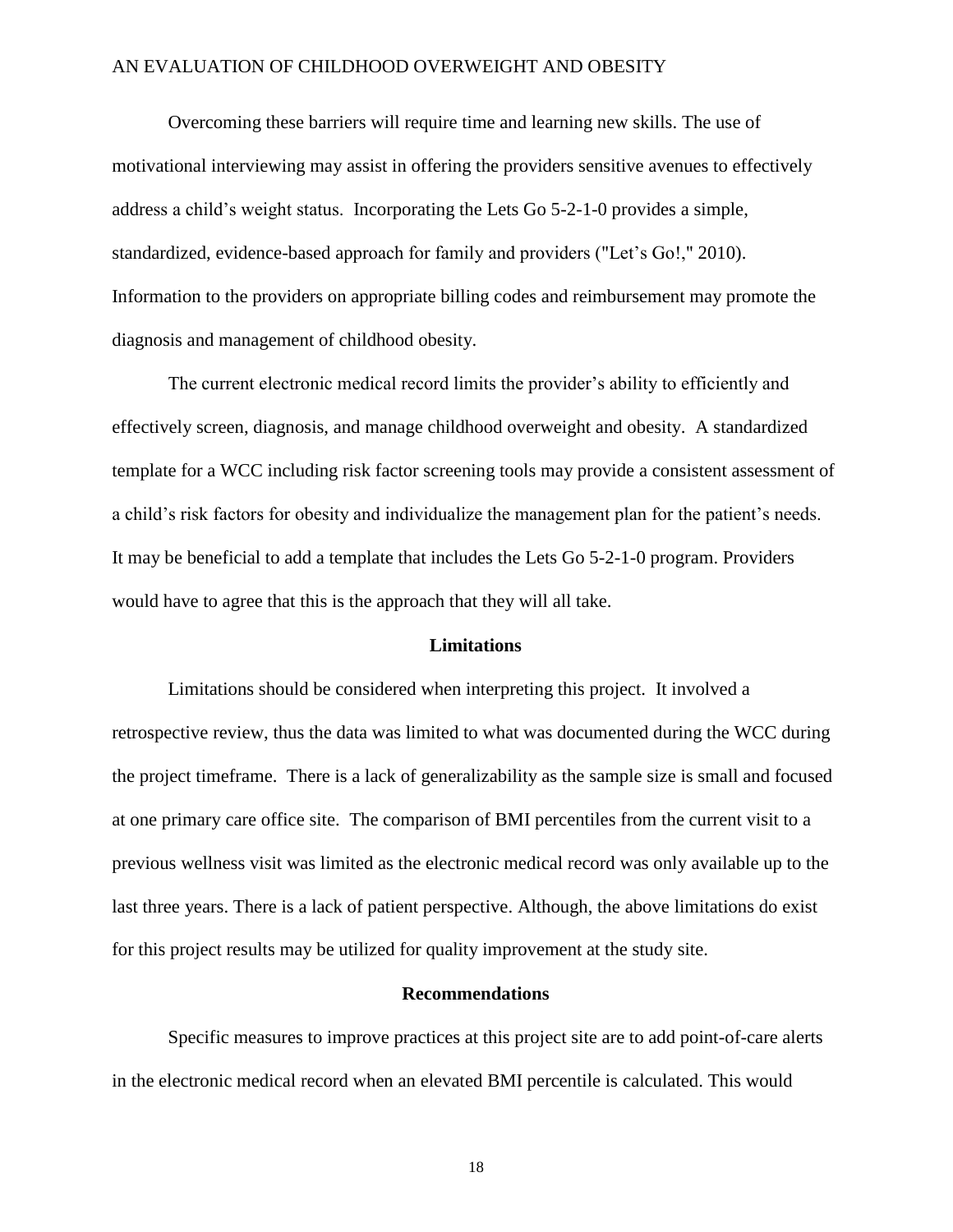Overcoming these barriers will require time and learning new skills. The use of motivational interviewing may assist in offering the providers sensitive avenues to effectively address a child's weight status. Incorporating the Lets Go 5-2-1-0 provides a simple, standardized, evidence-based approach for family and providers ("Let's Go!," 2010). Information to the providers on appropriate billing codes and reimbursement may promote the diagnosis and management of childhood obesity.

The current electronic medical record limits the provider's ability to efficiently and effectively screen, diagnosis, and manage childhood overweight and obesity. A standardized template for a WCC including risk factor screening tools may provide a consistent assessment of a child's risk factors for obesity and individualize the management plan for the patient's needs. It may be beneficial to add a template that includes the Lets Go 5-2-1-0 program. Providers would have to agree that this is the approach that they will all take.

## Limitations

Limitations should be considered when interpreting this project. It involved a retrospective review, thus the data was limited to what was documented during the WCC during the project timeframe. There is a lack of generalizability as the sample size is small and focused at one primary care office site. The comparison of BMI percentiles from the current visit to a previous wellness visit was limited as the electronic medical record was only available up to the last three years. There is a lack of patient perspective. Although, the above limitations do exist for this project results may be utilized for quality improvement at the study site.

## Recommendations

Specific measures to improve practices at this project site are to add point-of-care alerts in the electronic medical record when an elevated BMI percentile is calculated. This would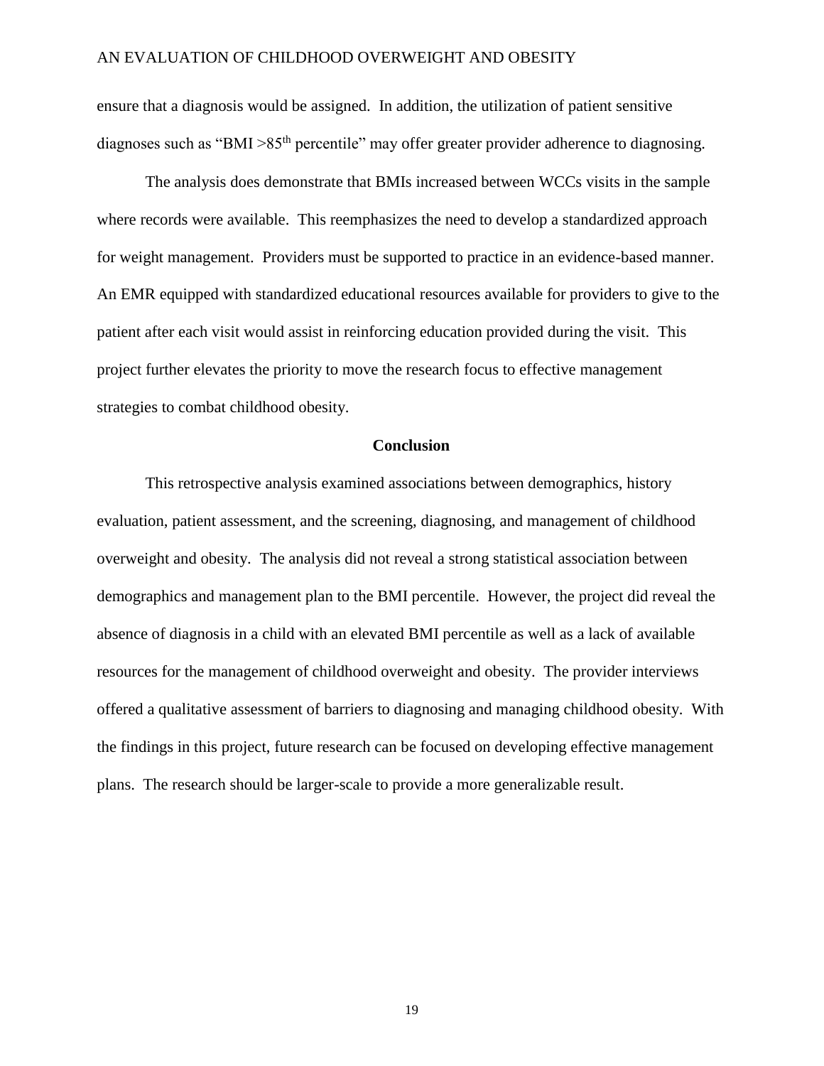ensure that a diagnosis would be assigned. In addition, the utilization of patient sensitive diagnoses such as "BMI >85th percentile" may offer greater provider adherence to diagnosing.

The analysis does demonstrate that BMIs increased between WCCs visits in the sample where records were available. This reemphasizes the need to develop a standardized approach for weight management. Providers must be supported to practice in an evidence-based manner. An EMR equipped with standardized educational resources available for providers to give to the patient after each visit would assist in reinforcing education provided during the visit. This project further elevates the priority to move the research focus to effective management strategies to combat childhood obesity.

## Conclusion

This retrospective analysis examined associations between demographics, history evaluation, patient assessment, and the screening, diagnosing, and management of childhood overweight and obesity. The analysis did not reveal a strong statistical association between demographics and management plan to the BMI percentile. However, the project did reveal the absence of diagnosis in a child with an elevated BMI percentile as well as a lack of available resources for the management of childhood overweight and obesity. The provider interviews offered a qualitative assessment of barriers to diagnosing and managing childhood obesity. With the findings in this project, future research can be focused on developing effective management plans. The research should be larger-scale to provide a more generalizable result.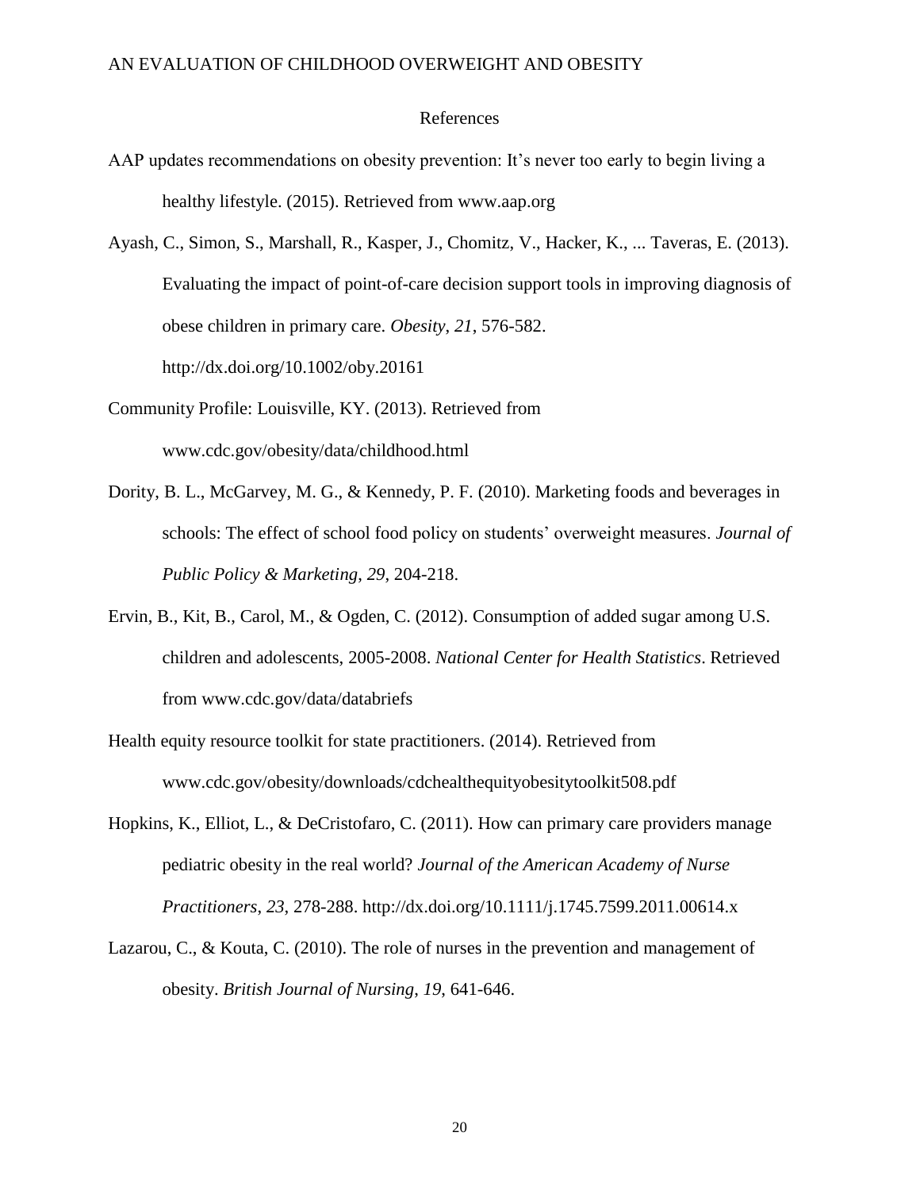## References

AAP updates recommendations on obesity prevention: It's never too early to begin living a healthy lifestyle. (2015). Retrieved from www.aap.org

Ayash, C., Simon, S., Marshall, R., Kasper, J., Chomitz, V., Hacker, K., ... Taveras, E. (2013). Evaluating the impact of point-of-care decision support tools in improving diagnosis of obese children in primary care. *Obesity*, *21*, 576-582. http://dx.doi.org/10.1002/oby.20161

Community Profile: Louisville, KY. (2013). Retrieved from www.cdc.gov/obesity/data/childhood.html

Dority, B. L., McGarvey, M. G., & Kennedy, P. F. (2010). Marketing foods and beverages in schools: The effect of school food policy on students' overweight measures. *Journal of Public Policy & Marketing*, *29*, 204-218.

Ervin, B., Kit, B., Carol, M., & Ogden, C. (2012). Consumption of added sugar among U.S. children and adolescents, 2005-2008. *National Center for Health Statistics*. Retrieved from www.cdc.gov/data/databriefs

Health equity resource toolkit for state practitioners. (2014). Retrieved from www.cdc.gov/obesity/downloads/cdchealthequityobesitytoolkit508.pdf

Hopkins, K., Elliot, L., & DeCristofaro, C. (2011). How can primary care providers manage pediatric obesity in the real world? *Journal of the American Academy of Nurse Practitioners*, *23*, 278-288. http://dx.doi.org/10.1111/j.1745.7599.2011.00614.x

Lazarou, C., & Kouta, C. (2010). The role of nurses in the prevention and management of obesity. *British Journal of Nursing*, *19*, 641-646.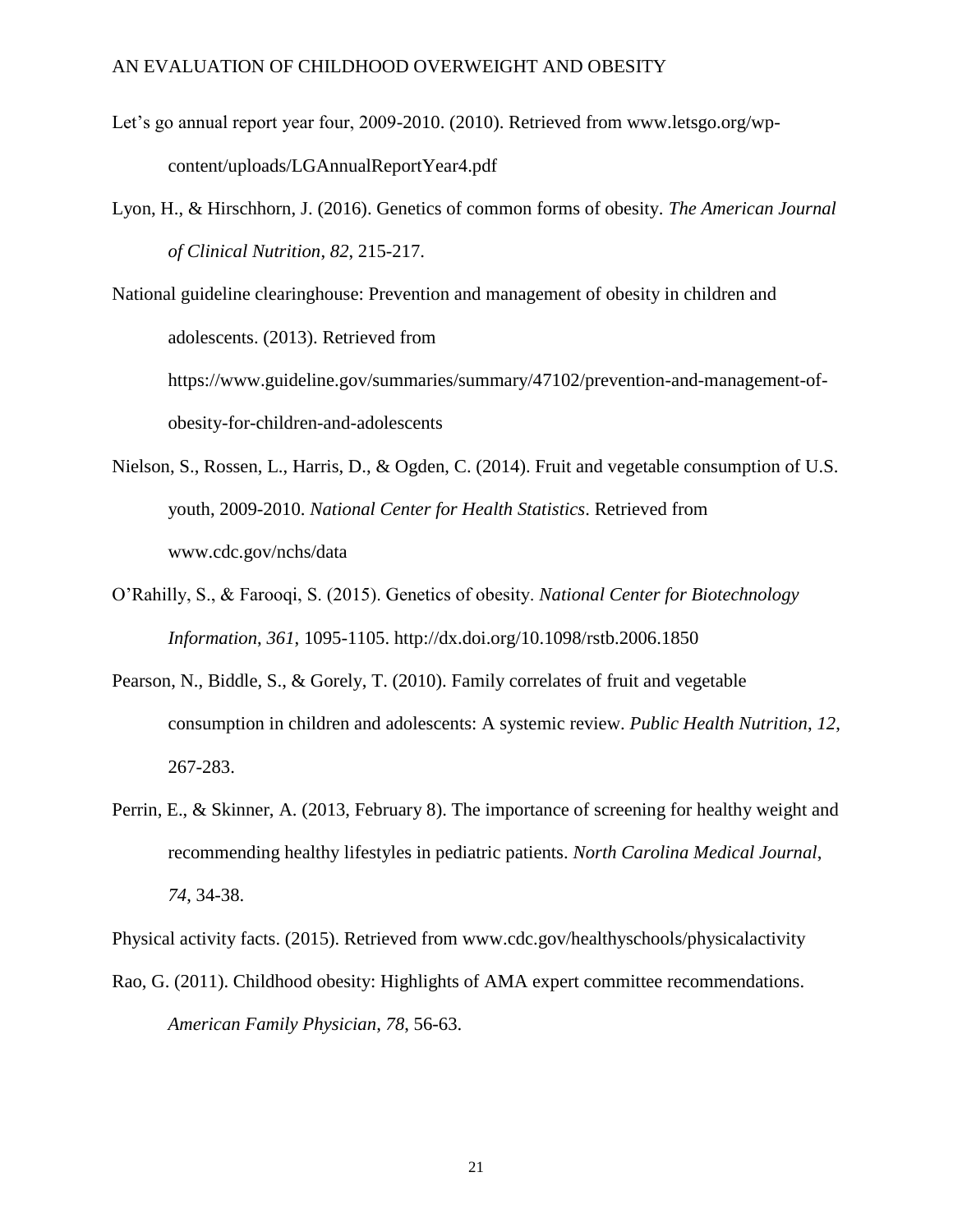Let's go annual report year four, 2009-2010. (2010). Retrieved from www.letsgo.org/wp-content/uploads/LGAnnualReportYear4.pdf

Lyon, H., & Hirschhorn, J. (2016). Genetics of common forms of obesity. *The American Journal of Clinical Nutrition*, *82*, 215-217.

National guideline clearinghouse: Prevention and management of obesity in children and adolescents. (2013). Retrieved from https://www.guideline.gov/summaries/summary/47102/prevention-and-management-of-obesity-for-children-and-adolescents

Nielson, S., Rossen, L., Harris, D., & Ogden, C. (2014). Fruit and vegetable consumption of U.S. youth, 2009-2010. *National Center for Health Statistics*. Retrieved from www.cdc.gov/nchs/data

O'Rahilly, S., & Farooqi, S. (2015). Genetics of obesity. *National Center for Biotechnology Information*, *361*, 1095-1105. http://dx.doi.org/10.1098/rstb.2006.1850

Pearson, N., Biddle, S., & Gorely, T. (2010). Family correlates of fruit and vegetable consumption in children and adolescents: A systemic review. *Public Health Nutrition*, *12*, 267-283.

Perrin, E., & Skinner, A. (2013, February 8). The importance of screening for healthy weight and recommending healthy lifestyles in pediatric patients. *North Carolina Medical Journal*, *74*, 34-38.

Physical activity facts. (2015). Retrieved from www.cdc.gov/healthyschools/physicalactivity

Rao, G. (2011). Childhood obesity: Highlights of AMA expert committee recommendations. *American Family Physician*, *78*, 56-63.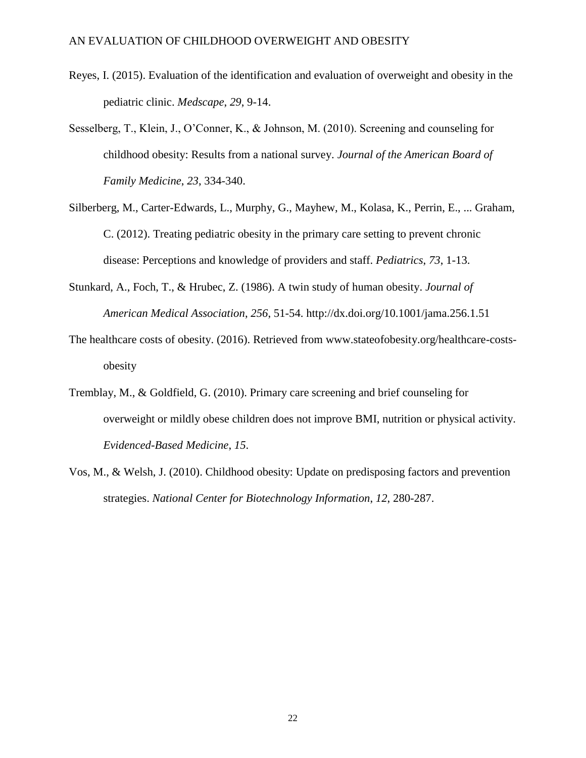Reyes, I. (2015). Evaluation of the identification and evaluation of overweight and obesity in the pediatric clinic. *Medscape*, *29*, 9-14.

Sesselberg, T., Klein, J., O'Conner, K., & Johnson, M. (2010). Screening and counseling for childhood obesity: Results from a national survey. *Journal of the American Board of Family Medicine*, *23*, 334-340.

Silberberg, M., Carter-Edwards, L., Murphy, G., Mayhew, M., Kolasa, K., Perrin, E., ... Graham, C. (2012). Treating pediatric obesity in the primary care setting to prevent chronic disease: Perceptions and knowledge of providers and staff. *Pediatrics*, *73*, 1-13.

Stunkard, A., Foch, T., & Hrubec, Z. (1986). A twin study of human obesity. *Journal of American Medical Association*, *256*, 51-54. http://dx.doi.org/10.1001/jama.256.1.51

The healthcare costs of obesity. (2016). Retrieved from www.stateofobesity.org/healthcare-costs-obesity

Tremblay, M., & Goldfield, G. (2010). Primary care screening and brief counseling for overweight or mildly obese children does not improve BMI, nutrition or physical activity. *Evidenced-Based Medicine*, *15*.

Vos, M., & Welsh, J. (2010). Childhood obesity: Update on predisposing factors and prevention strategies. *National Center for Biotechnology Information*, *12*, 280-287.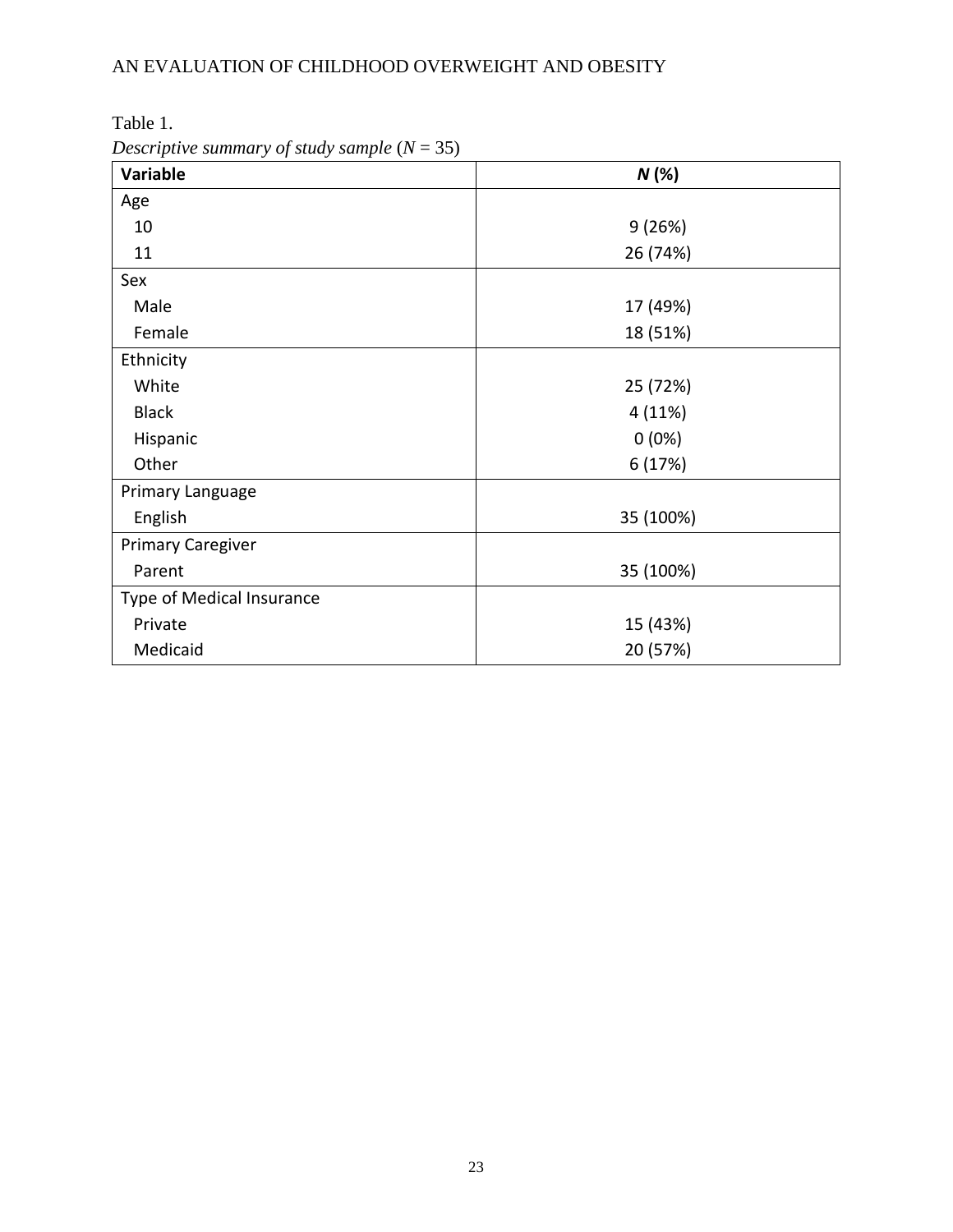Table 1.

*Descriptive summary of study sample* ($N$ = 35)

| **Variable** | ***N* (%)** |
|---|---|
| Age | |
| 10 | 9 (26%) |
| 11 | 26 (74%) |
| Sex | |
| Male | 17 (49%) |
| Female | 18 (51%) |
| Ethnicity | |
| White | 25 (72%) |
| Black | 4 (11%) |
| Hispanic | 0 (0%) |
| Other | 6 (17%) |
| Primary Language | |
| English | 35 (100%) |
| Primary Caregiver | |
| Parent | 35 (100%) |
| Type of Medical Insurance | |
| Private | 15 (43%) |
| Medicaid | 20 (57%) |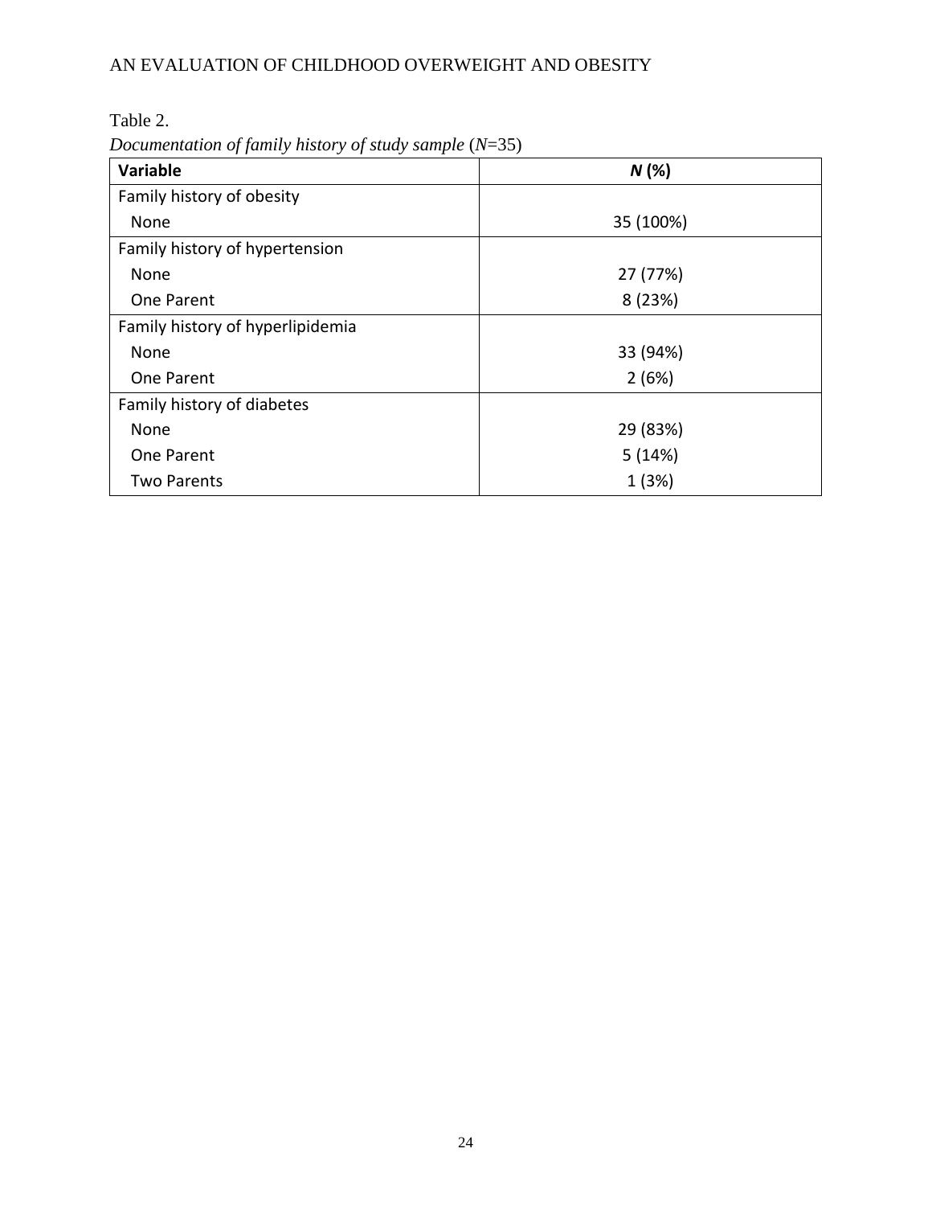Table 2.

*Documentation of family history of study sample* (*N*=35)

| **Variable** | ***N* (%)** |
|---|---|
| Family history of obesity | |
| None | 35 (100%) |
| Family history of hypertension | |
| None | 27 (77%) |
| One Parent | 8 (23%) |
| Family history of hyperlipidemia | |
| None | 33 (94%) |
| One Parent | 2 (6%) |
| Family history of diabetes | |
| None | 29 (83%) |
| One Parent | 5 (14%) |
| Two Parents | 1 (3%) |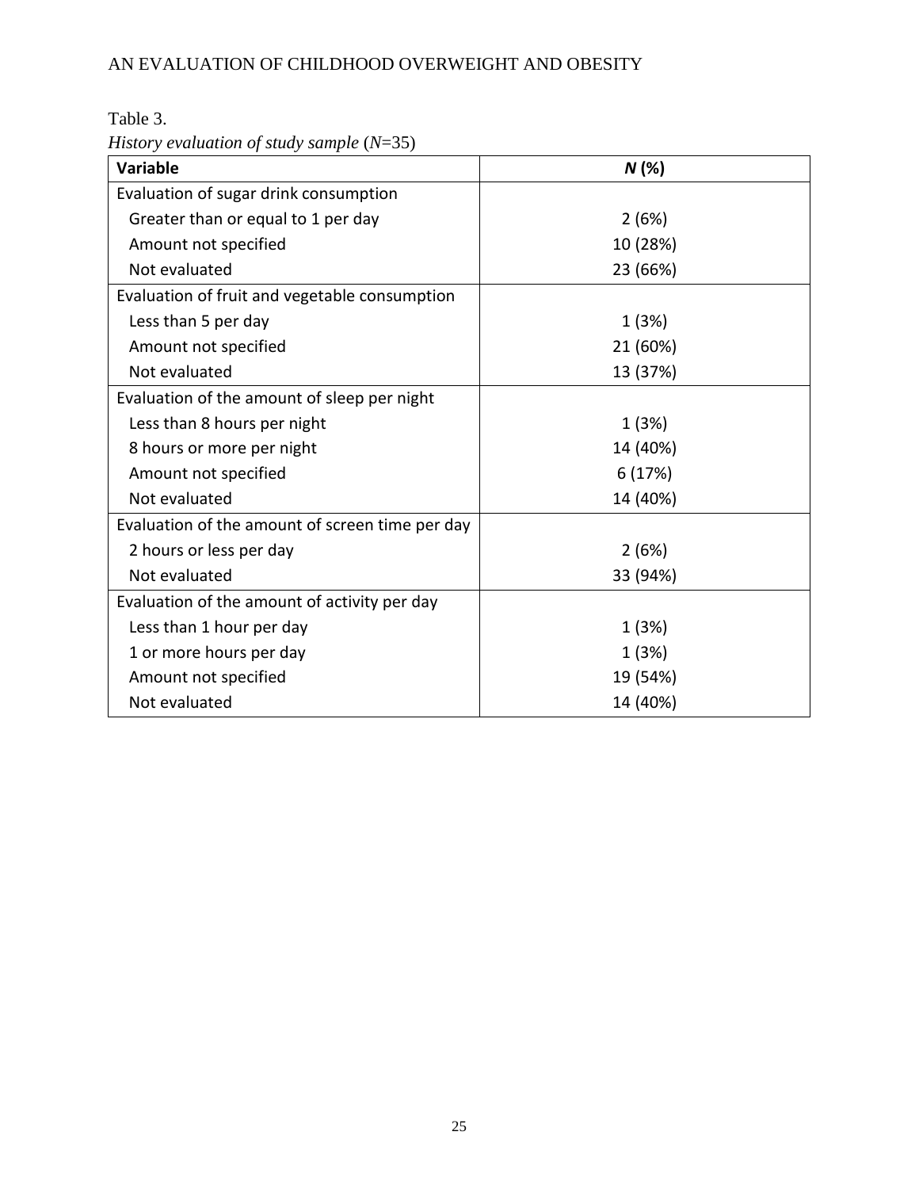Table 3.

*History evaluation of study sample* (*N*=35)

| **Variable** | ***N* (%)** |
|---|---|
| Evaluation of sugar drink consumption | |
| Greater than or equal to 1 per day | 2 (6%) |
| Amount not specified | 10 (28%) |
| Not evaluated | 23 (66%) |
| Evaluation of fruit and vegetable consumption | |
| Less than 5 per day | 1 (3%) |
| Amount not specified | 21 (60%) |
| Not evaluated | 13 (37%) |
| Evaluation of the amount of sleep per night | |
| Less than 8 hours per night | 1 (3%) |
| 8 hours or more per night | 14 (40%) |
| Amount not specified | 6 (17%) |
| Not evaluated | 14 (40%) |
| Evaluation of the amount of screen time per day | |
| 2 hours or less per day | 2 (6%) |
| Not evaluated | 33 (94%) |
| Evaluation of the amount of activity per day | |
| Less than 1 hour per day | 1 (3%) |
| 1 or more hours per day | 1 (3%) |
| Amount not specified | 19 (54%) |
| Not evaluated | 14 (40%) |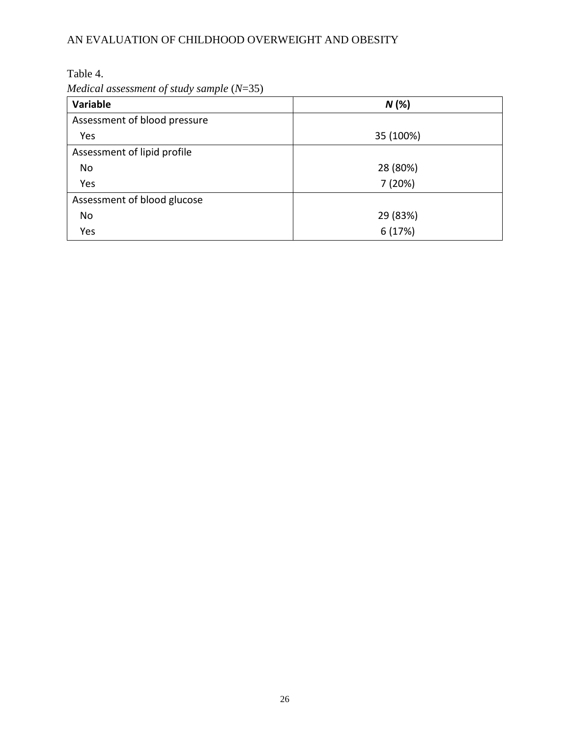Table 4.

*Medical assessment of study sample* (*N*=35)

| **Variable** | ***N* (%)** |
|---|---|
| Assessment of blood pressure | |
| Yes | 35 (100%) |
| Assessment of lipid profile | |
| No | 28 (80%) |
| Yes | 7 (20%) |
| Assessment of blood glucose | |
| No | 29 (83%) |
| Yes | 6 (17%) |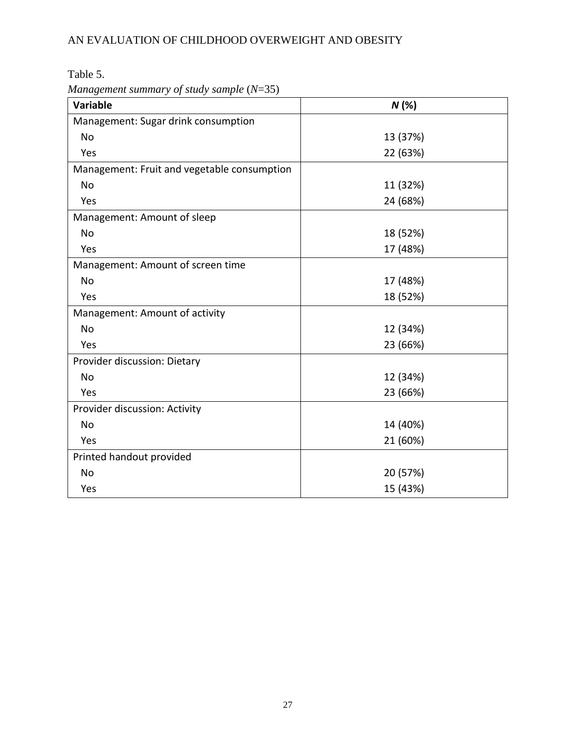Table 5.

*Management summary of study sample* (*N*=35)

| **Variable** | ***N* (%)** |
|---|---|
| Management: Sugar drink consumption | |
| No | 13 (37%) |
| Yes | 22 (63%) |
| Management: Fruit and vegetable consumption | |
| No | 11 (32%) |
| Yes | 24 (68%) |
| Management: Amount of sleep | |
| No | 18 (52%) |
| Yes | 17 (48%) |
| Management: Amount of screen time | |
| No | 17 (48%) |
| Yes | 18 (52%) |
| Management: Amount of activity | |
| No | 12 (34%) |
| Yes | 23 (66%) |
| Provider discussion: Dietary | |
| No | 12 (34%) |
| Yes | 23 (66%) |
| Provider discussion: Activity | |
| No | 14 (40%) |
| Yes | 21 (60%) |
| Printed handout provided | |
| No | 20 (57%) |
| Yes | 15 (43%) |